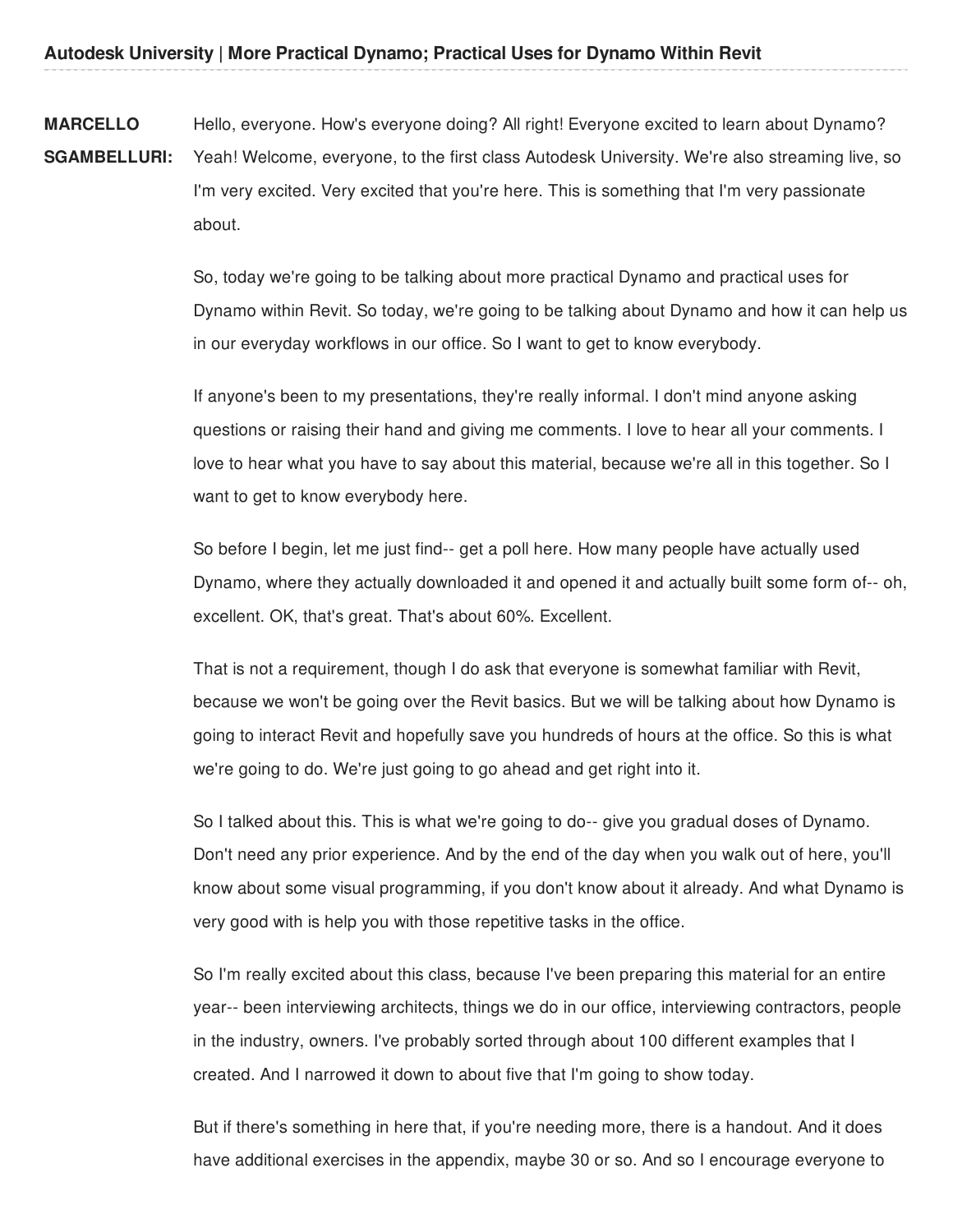**MARCELLO SGAMBELLURI:** Hello, everyone. How's everyone doing? All right! Everyone excited to learn about Dynamo? Yeah! Welcome, everyone, to the first class Autodesk University. We're also streaming live, so I'm very excited. Very excited that you're here. This is something that I'm very passionate about.

So, today we're going to be talking about more practical Dynamo and practical uses for Dynamo within Revit. So today, we're going to be talking about Dynamo and how it can help us in our everyday workflows in our office. So I want to get to know everybody.

If anyone's been to my presentations, they're really informal. I don't mind anyone asking questions or raising their hand and giving me comments. I love to hear all your comments. I love to hear what you have to say about this material, because we're all in this together. So I want to get to know everybody here.

So before I begin, let me just find-- get a poll here. How many people have actually used Dynamo, where they actually downloaded it and opened it and actually built some form of-- oh, excellent. OK, that's great. That's about 60%. Excellent.

That is not a requirement, though I do ask that everyone is somewhat familiar with Revit, because we won't be going over the Revit basics. But we will be talking about how Dynamo is going to interact Revit and hopefully save you hundreds of hours at the office. So this is what we're going to do. We're just going to go ahead and get right into it.

So I talked about this. This is what we're going to do-- give you gradual doses of Dynamo. Don't need any prior experience. And by the end of the day when you walk out of here, you'll know about some visual programming, if you don't know about it already. And what Dynamo is very good with is help you with those repetitive tasks in the office.

So I'm really excited about this class, because I've been preparing this material for an entire year-- been interviewing architects, things we do in our office, interviewing contractors, people in the industry, owners. I've probably sorted through about 100 different examples that I created. And I narrowed it down to about five that I'm going to show today.

But if there's something in here that, if you're needing more, there is a handout. And it does have additional exercises in the appendix, maybe 30 or so. And so I encourage everyone to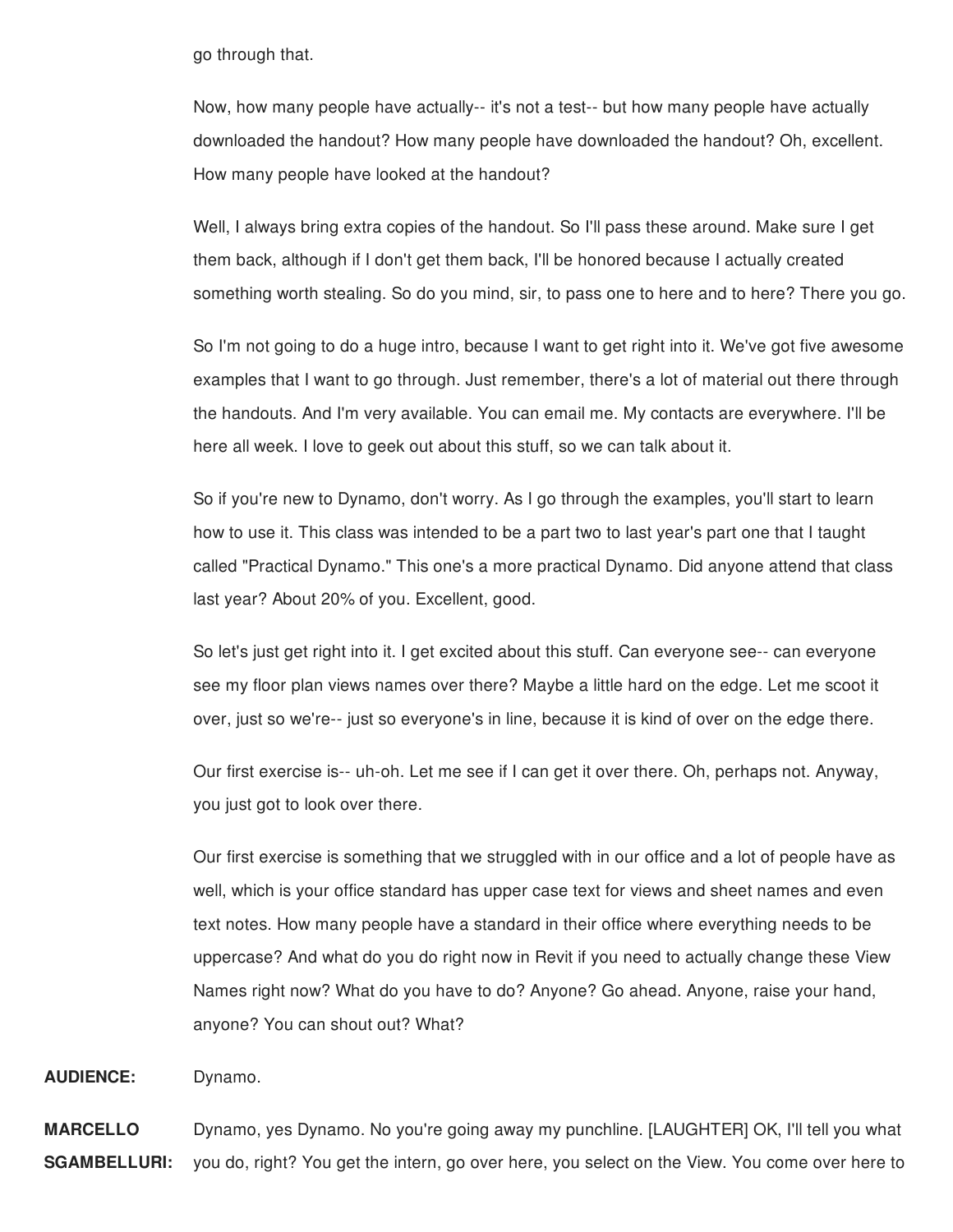go through that.

Now, how many people have actually-- it's not a test-- but how many people have actually downloaded the handout? How many people have downloaded the handout? Oh, excellent. How many people have looked at the handout?

Well, I always bring extra copies of the handout. So I'll pass these around. Make sure I get them back, although if I don't get them back, I'll be honored because I actually created something worth stealing. So do you mind, sir, to pass one to here and to here? There you go.

So I'm not going to do a huge intro, because I want to get right into it. We've got five awesome examples that I want to go through. Just remember, there's a lot of material out there through the handouts. And I'm very available. You can email me. My contacts are everywhere. I'll be here all week. I love to geek out about this stuff, so we can talk about it.

So if you're new to Dynamo, don't worry. As I go through the examples, you'll start to learn how to use it. This class was intended to be a part two to last year's part one that I taught called "Practical Dynamo." This one's a more practical Dynamo. Did anyone attend that class last year? About 20% of you. Excellent, good.

So let's just get right into it. I get excited about this stuff. Can everyone see-- can everyone see my floor plan views names over there? Maybe a little hard on the edge. Let me scoot it over, just so we're-- just so everyone's in line, because it is kind of over on the edge there.

Our first exercise is-- uh-oh. Let me see if I can get it over there. Oh, perhaps not. Anyway, you just got to look over there.

Our first exercise is something that we struggled with in our office and a lot of people have as well, which is your office standard has upper case text for views and sheet names and even text notes. How many people have a standard in their office where everything needs to be uppercase? And what do you do right now in Revit if you need to actually change these View Names right now? What do you have to do? Anyone? Go ahead. Anyone, raise your hand, anyone? You can shout out? What?

**AUDIENCE:** Dynamo.

**MARCELLO SGAMBELLURI:** Dynamo, yes Dynamo. No you're going away my punchline. [LAUGHTER] OK, I'll tell you what you do, right? You get the intern, go over here, you select on the View. You come over here to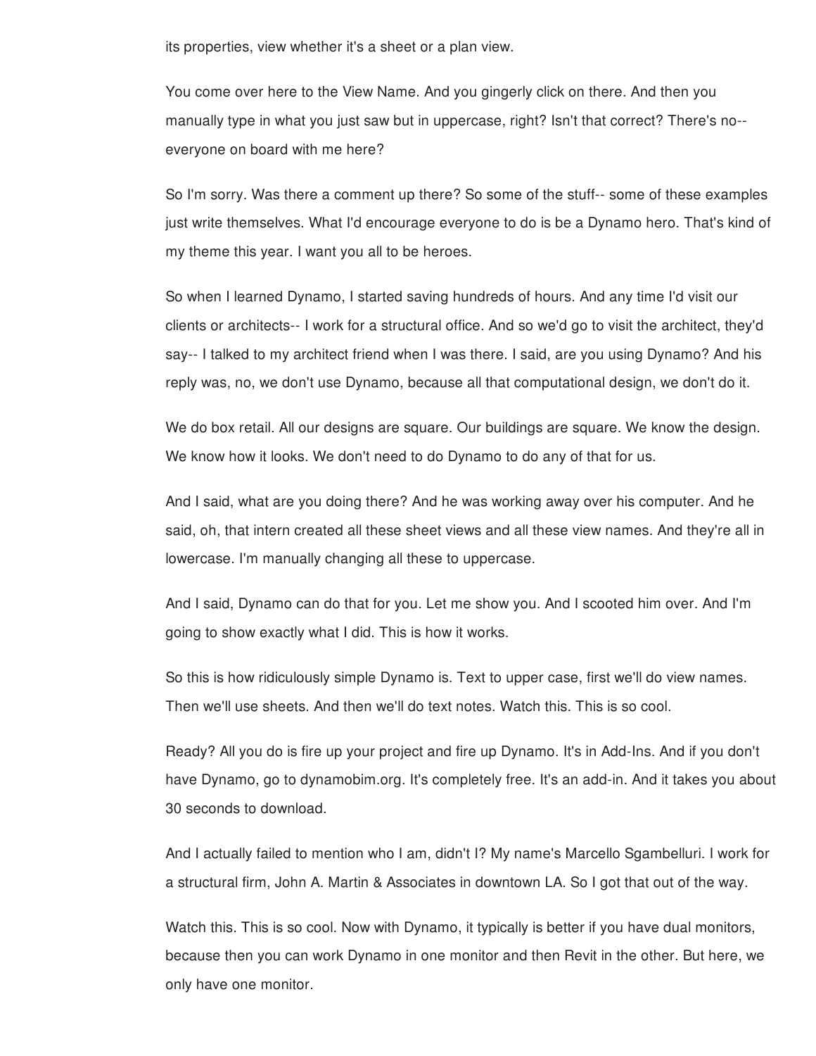its properties, view whether it's a sheet or a plan view.

You come over here to the View Name. And you gingerly click on there. And then you manually type in what you just saw but in uppercase, right? Isn't that correct? There's no-- everyone on board with me here?

So I'm sorry. Was there a comment up there? So some of the stuff-- some of these examples just write themselves. What I'd encourage everyone to do is be a Dynamo hero. That's kind of my theme this year. I want you all to be heroes.

So when I learned Dynamo, I started saving hundreds of hours. And any time I'd visit our clients or architects-- I work for a structural office. And so we'd go to visit the architect, they'd say-- I talked to my architect friend when I was there. I said, are you using Dynamo? And his reply was, no, we don't use Dynamo, because all that computational design, we don't do it.

We do box retail. All our designs are square. Our buildings are square. We know the design. We know how it looks. We don't need to do Dynamo to do any of that for us.

And I said, what are you doing there? And he was working away over his computer. And he said, oh, that intern created all these sheet views and all these view names. And they're all in lowercase. I'm manually changing all these to uppercase.

And I said, Dynamo can do that for you. Let me show you. And I scooted him over. And I'm going to show exactly what I did. This is how it works.

So this is how ridiculously simple Dynamo is. Text to upper case, first we'll do view names. Then we'll use sheets. And then we'll do text notes. Watch this. This is so cool.

Ready? All you do is fire up your project and fire up Dynamo. It's in Add-Ins. And if you don't have Dynamo, go to dynamobim.org. It's completely free. It's an add-in. And it takes you about 30 seconds to download.

And I actually failed to mention who I am, didn't I? My name's Marcello Sgambelluri. I work for a structural firm, John A. Martin & Associates in downtown LA. So I got that out of the way.

Watch this. This is so cool. Now with Dynamo, it typically is better if you have dual monitors, because then you can work Dynamo in one monitor and then Revit in the other. But here, we only have one monitor.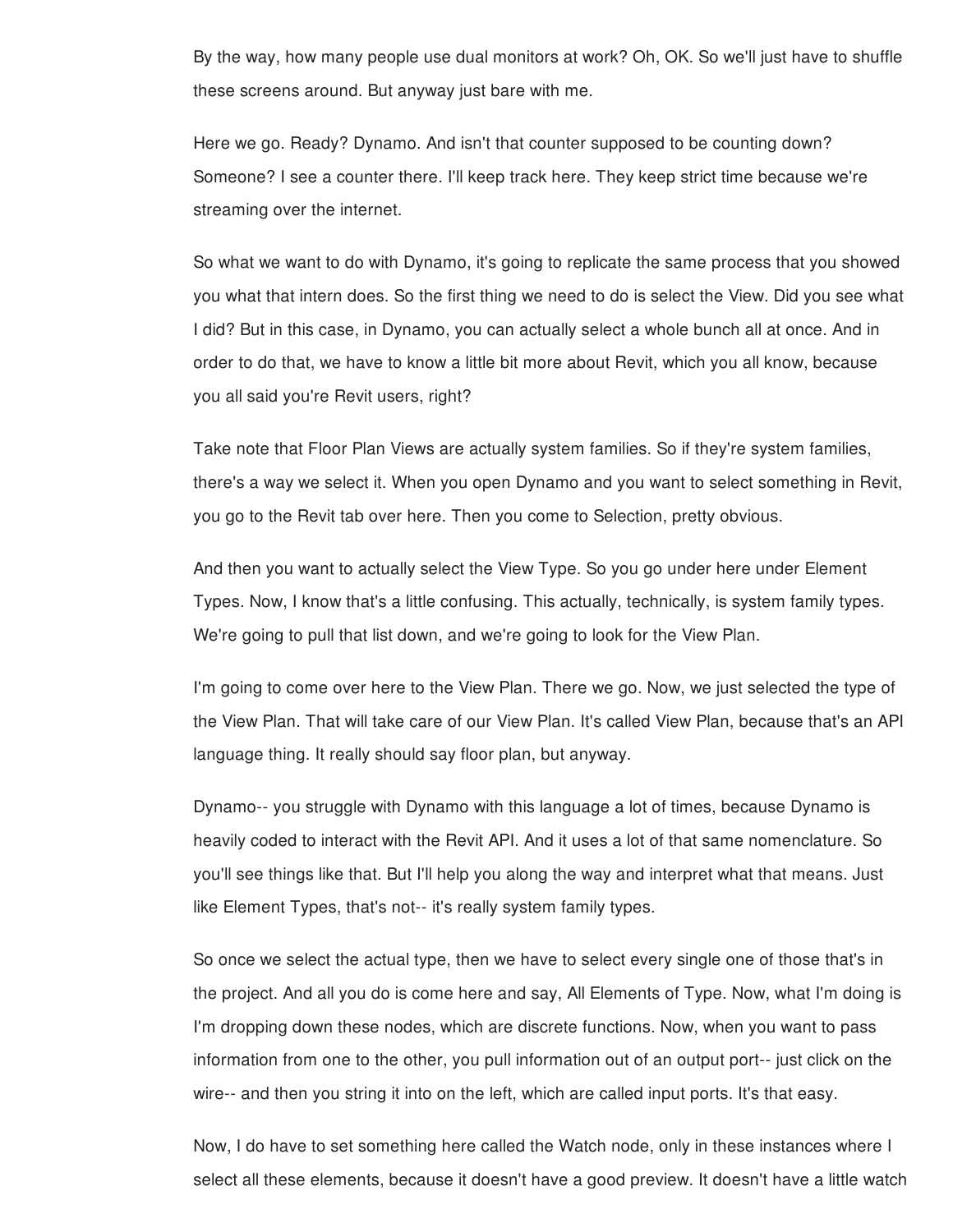By the way, how many people use dual monitors at work? Oh, OK. So we'll just have to shuffle these screens around. But anyway just bare with me.

Here we go. Ready? Dynamo. And isn't that counter supposed to be counting down? Someone? I see a counter there. I'll keep track here. They keep strict time because we're streaming over the internet.

So what we want to do with Dynamo, it's going to replicate the same process that you showed you what that intern does. So the first thing we need to do is select the View. Did you see what I did? But in this case, in Dynamo, you can actually select a whole bunch all at once. And in order to do that, we have to know a little bit more about Revit, which you all know, because you all said you're Revit users, right?

Take note that Floor Plan Views are actually system families. So if they're system families, there's a way we select it. When you open Dynamo and you want to select something in Revit, you go to the Revit tab over here. Then you come to Selection, pretty obvious.

And then you want to actually select the View Type. So you go under here under Element Types. Now, I know that's a little confusing. This actually, technically, is system family types. We're going to pull that list down, and we're going to look for the View Plan.

I'm going to come over here to the View Plan. There we go. Now, we just selected the type of the View Plan. That will take care of our View Plan. It's called View Plan, because that's an API language thing. It really should say floor plan, but anyway.

Dynamo-- you struggle with Dynamo with this language a lot of times, because Dynamo is heavily coded to interact with the Revit API. And it uses a lot of that same nomenclature. So you'll see things like that. But I'll help you along the way and interpret what that means. Just like Element Types, that's not-- it's really system family types.

So once we select the actual type, then we have to select every single one of those that's in the project. And all you do is come here and say, All Elements of Type. Now, what I'm doing is I'm dropping down these nodes, which are discrete functions. Now, when you want to pass information from one to the other, you pull information out of an output port-- just click on the wire-- and then you string it into on the left, which are called input ports. It's that easy.

Now, I do have to set something here called the Watch node, only in these instances where I select all these elements, because it doesn't have a good preview. It doesn't have a little watch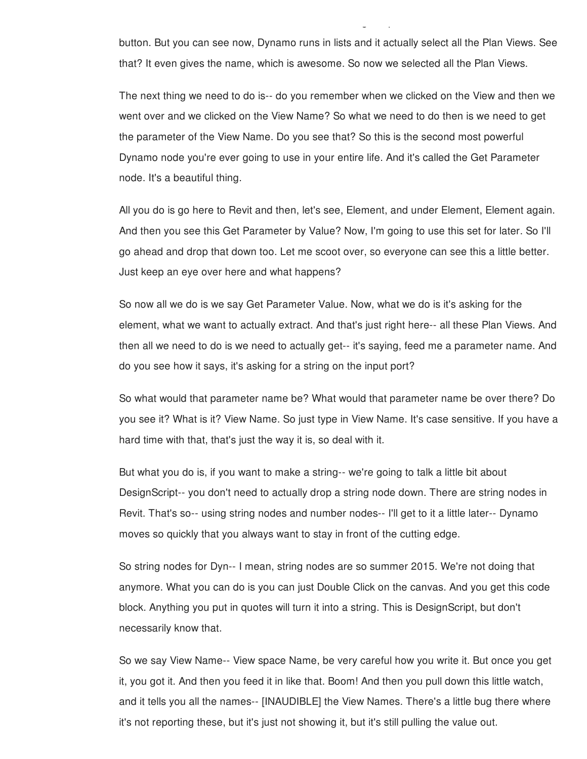button. But you can see now, Dynamo runs in lists and it actually select all the Plan Views. See that? It even gives the name, which is awesome. So now we selected all the Plan Views.

The next thing we need to do is-- do you remember when we clicked on the View and then we went over and we clicked on the View Name? So what we need to do then is we need to get the parameter of the View Name. Do you see that? So this is the second most powerful Dynamo node you're ever going to use in your entire life. And it's called the Get Parameter node. It's a beautiful thing.

All you do is go here to Revit and then, let's see, Element, and under Element, Element again. And then you see this Get Parameter by Value? Now, I'm going to use this set for later. So I'll go ahead and drop that down too. Let me scoot over, so everyone can see this a little better. Just keep an eye over here and what happens?

So now all we do is we say Get Parameter Value. Now, what we do is it's asking for the element, what we want to actually extract. And that's just right here-- all these Plan Views. And then all we need to do is we need to actually get-- it's saying, feed me a parameter name. And do you see how it says, it's asking for a string on the input port?

So what would that parameter name be? What would that parameter name be over there? Do you see it? What is it? View Name. So just type in View Name. It's case sensitive. If you have a hard time with that, that's just the way it is, so deal with it.

But what you do is, if you want to make a string-- we're going to talk a little bit about DesignScript-- you don't need to actually drop a string node down. There are string nodes in Revit. That's so-- using string nodes and number nodes-- I'll get to it a little later-- Dynamo moves so quickly that you always want to stay in front of the cutting edge.

So string nodes for Dyn-- I mean, string nodes are so summer 2015. We're not doing that anymore. What you can do is you can just Double Click on the canvas. And you get this code block. Anything you put in quotes will turn it into a string. This is DesignScript, but don't necessarily know that.

So we say View Name-- View space Name, be very careful how you write it. But once you get it, you got it. And then you feed it in like that. Boom! And then you pull down this little watch, and it tells you all the names-- [INAUDIBLE] the View Names. There's a little bug there where it's not reporting these, but it's just not showing it, but it's still pulling the value out.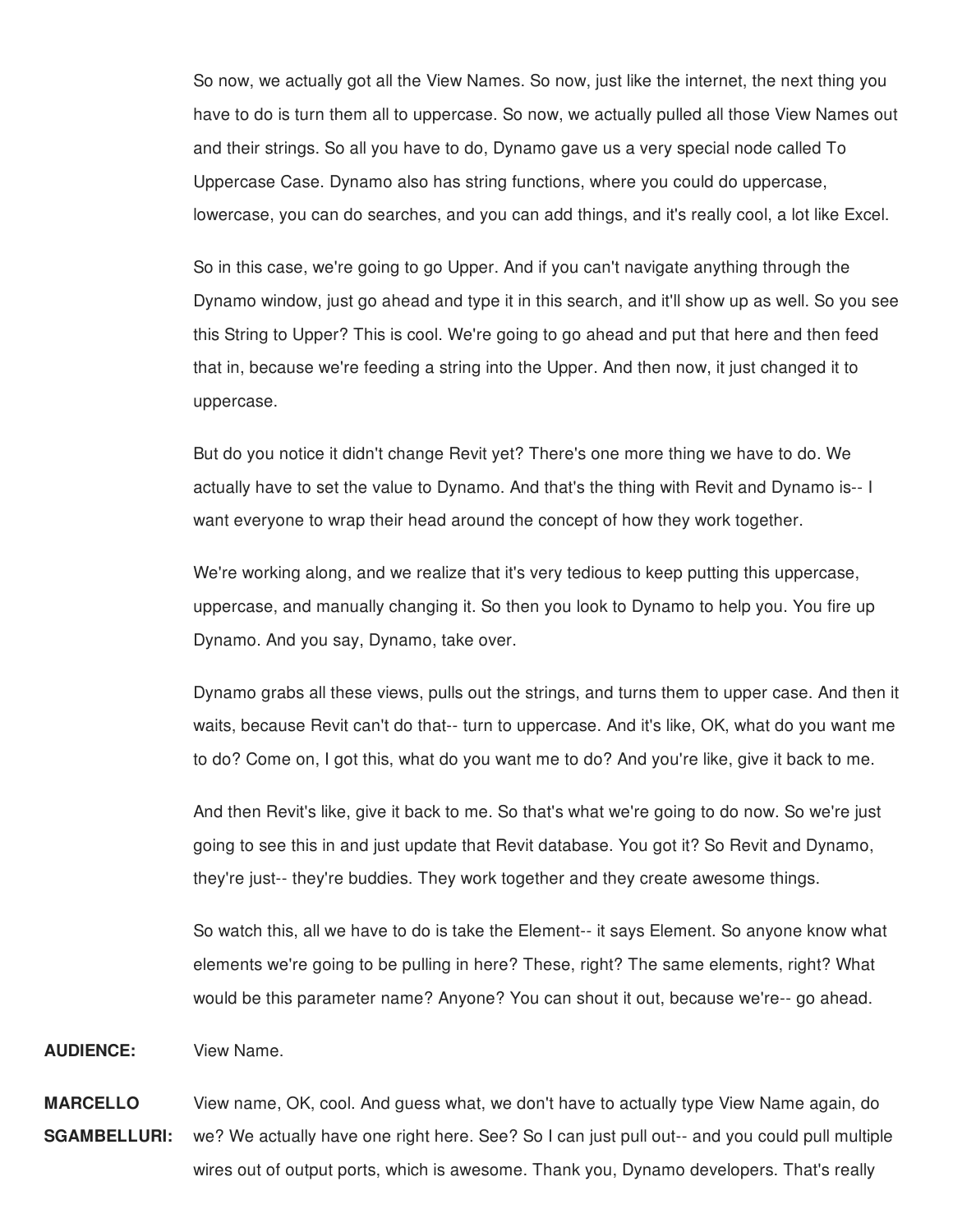So now, we actually got all the View Names. So now, just like the internet, the next thing you have to do is turn them all to uppercase. So now, we actually pulled all those View Names out and their strings. So all you have to do, Dynamo gave us a very special node called To Uppercase Case. Dynamo also has string functions, where you could do uppercase, lowercase, you can do searches, and you can add things, and it's really cool, a lot like Excel.

So in this case, we're going to go Upper. And if you can't navigate anything through the Dynamo window, just go ahead and type it in this search, and it'll show up as well. So you see this String to Upper? This is cool. We're going to go ahead and put that here and then feed that in, because we're feeding a string into the Upper. And then now, it just changed it to uppercase.

But do you notice it didn't change Revit yet? There's one more thing we have to do. We actually have to set the value to Dynamo. And that's the thing with Revit and Dynamo is-- I want everyone to wrap their head around the concept of how they work together.

We're working along, and we realize that it's very tedious to keep putting this uppercase, uppercase, and manually changing it. So then you look to Dynamo to help you. You fire up Dynamo. And you say, Dynamo, take over.

Dynamo grabs all these views, pulls out the strings, and turns them to upper case. And then it waits, because Revit can't do that-- turn to uppercase. And it's like, OK, what do you want me to do? Come on, I got this, what do you want me to do? And you're like, give it back to me.

And then Revit's like, give it back to me. So that's what we're going to do now. So we're just going to see this in and just update that Revit database. You got it? So Revit and Dynamo, they're just-- they're buddies. They work together and they create awesome things.

So watch this, all we have to do is take the Element-- it says Element. So anyone know what elements we're going to be pulling in here? These, right? The same elements, right? What would be this parameter name? Anyone? You can shout it out, because we're-- go ahead.

**AUDIENCE:** View Name.

**MARCELLO SGAMBELLURI:** View name, OK, cool. And guess what, we don't have to actually type View Name again, do we? We actually have one right here. See? So I can just pull out-- and you could pull multiple wires out of output ports, which is awesome. Thank you, Dynamo developers. That's really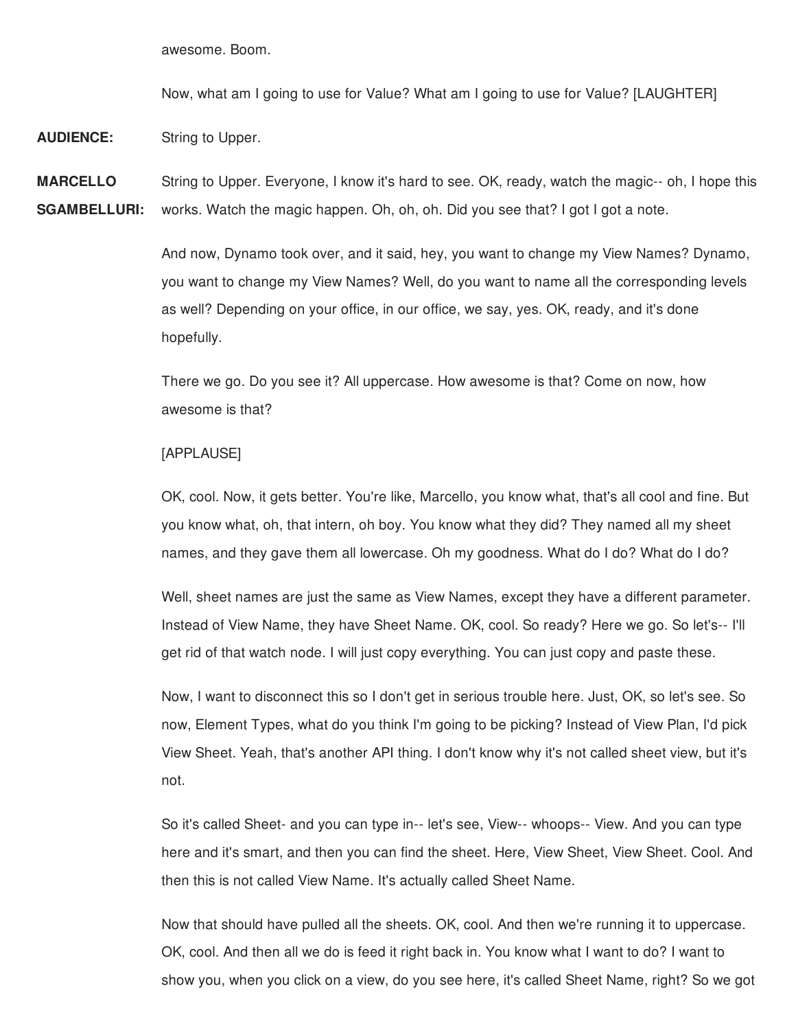awesome. Boom.

Now, what am I going to use for Value? What am I going to use for Value? [LAUGHTER]

**AUDIENCE:** String to Upper.

**MARCELLO SGAMBELLURI:** String to Upper. Everyone, I know it's hard to see. OK, ready, watch the magic-- oh, I hope this works. Watch the magic happen. Oh, oh, oh. Did you see that? I got I got a note.

And now, Dynamo took over, and it said, hey, you want to change my View Names? Dynamo, you want to change my View Names? Well, do you want to name all the corresponding levels as well? Depending on your office, in our office, we say, yes. OK, ready, and it's done hopefully.

There we go. Do you see it? All uppercase. How awesome is that? Come on now, how awesome is that?

[APPLAUSE]

OK, cool. Now, it gets better. You're like, Marcello, you know what, that's all cool and fine. But you know what, oh, that intern, oh boy. You know what they did? They named all my sheet names, and they gave them all lowercase. Oh my goodness. What do I do? What do I do?

Well, sheet names are just the same as View Names, except they have a different parameter. Instead of View Name, they have Sheet Name. OK, cool. So ready? Here we go. So let's-- I'll get rid of that watch node. I will just copy everything. You can just copy and paste these.

Now, I want to disconnect this so I don't get in serious trouble here. Just, OK, so let's see. So now, Element Types, what do you think I'm going to be picking? Instead of View Plan, I'd pick View Sheet. Yeah, that's another API thing. I don't know why it's not called sheet view, but it's not.

So it's called Sheet- and you can type in-- let's see, View-- whoops-- View. And you can type here and it's smart, and then you can find the sheet. Here, View Sheet, View Sheet. Cool. And then this is not called View Name. It's actually called Sheet Name.

Now that should have pulled all the sheets. OK, cool. And then we're running it to uppercase. OK, cool. And then all we do is feed it right back in. You know what I want to do? I want to show you, when you click on a view, do you see here, it's called Sheet Name, right? So we got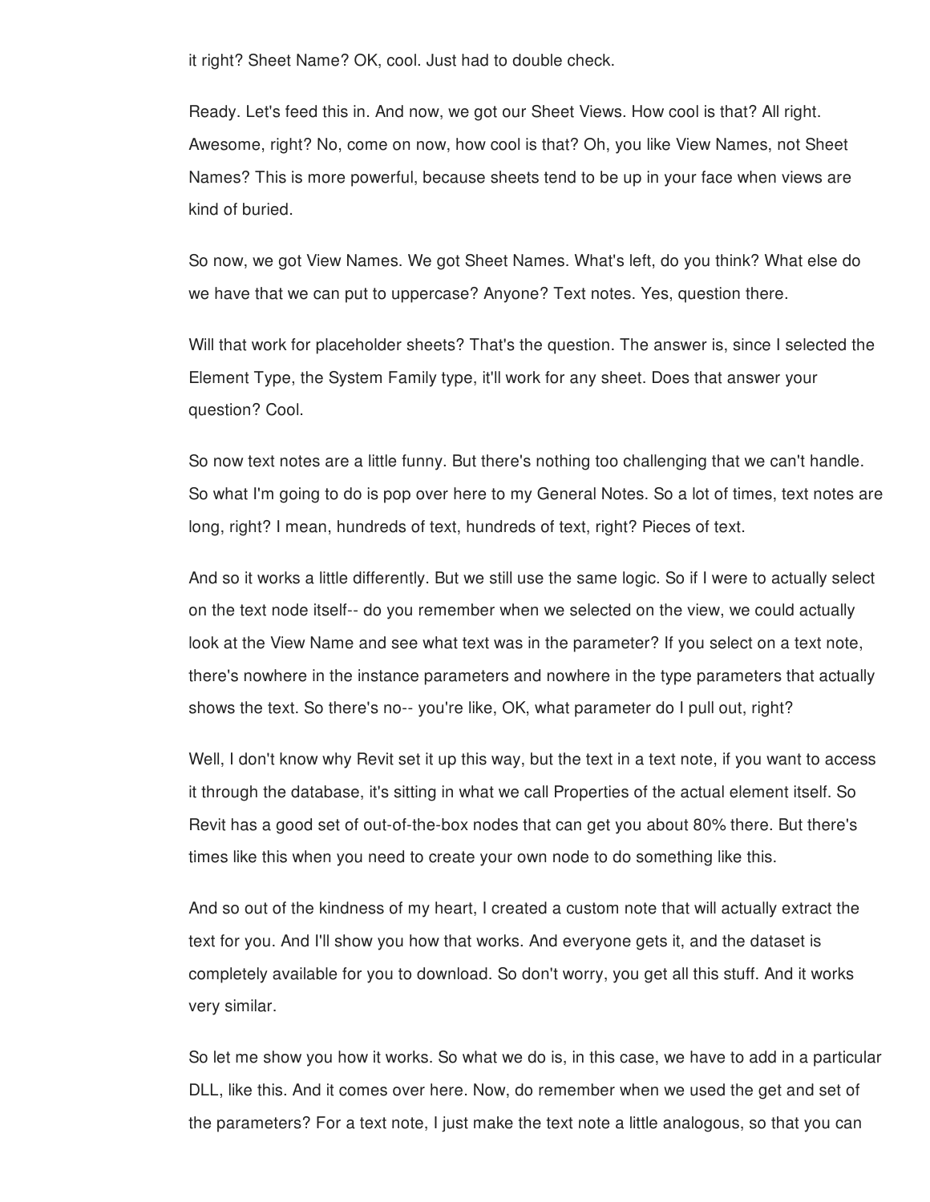it right? Sheet Name? OK, cool. Just had to double check.

Ready. Let's feed this in. And now, we got our Sheet Views. How cool is that? All right. Awesome, right? No, come on now, how cool is that? Oh, you like View Names, not Sheet Names? This is more powerful, because sheets tend to be up in your face when views are kind of buried.

So now, we got View Names. We got Sheet Names. What's left, do you think? What else do we have that we can put to uppercase? Anyone? Text notes. Yes, question there.

Will that work for placeholder sheets? That's the question. The answer is, since I selected the Element Type, the System Family type, it'll work for any sheet. Does that answer your question? Cool.

So now text notes are a little funny. But there's nothing too challenging that we can't handle. So what I'm going to do is pop over here to my General Notes. So a lot of times, text notes are long, right? I mean, hundreds of text, hundreds of text, right? Pieces of text.

And so it works a little differently. But we still use the same logic. So if I were to actually select on the text node itself-- do you remember when we selected on the view, we could actually look at the View Name and see what text was in the parameter? If you select on a text note, there's nowhere in the instance parameters and nowhere in the type parameters that actually shows the text. So there's no-- you're like, OK, what parameter do I pull out, right?

Well, I don't know why Revit set it up this way, but the text in a text note, if you want to access it through the database, it's sitting in what we call Properties of the actual element itself. So Revit has a good set of out-of-the-box nodes that can get you about 80% there. But there's times like this when you need to create your own node to do something like this.

And so out of the kindness of my heart, I created a custom note that will actually extract the text for you. And I'll show you how that works. And everyone gets it, and the dataset is completely available for you to download. So don't worry, you get all this stuff. And it works very similar.

So let me show you how it works. So what we do is, in this case, we have to add in a particular DLL, like this. And it comes over here. Now, do remember when we used the get and set of the parameters? For a text note, I just make the text note a little analogous, so that you can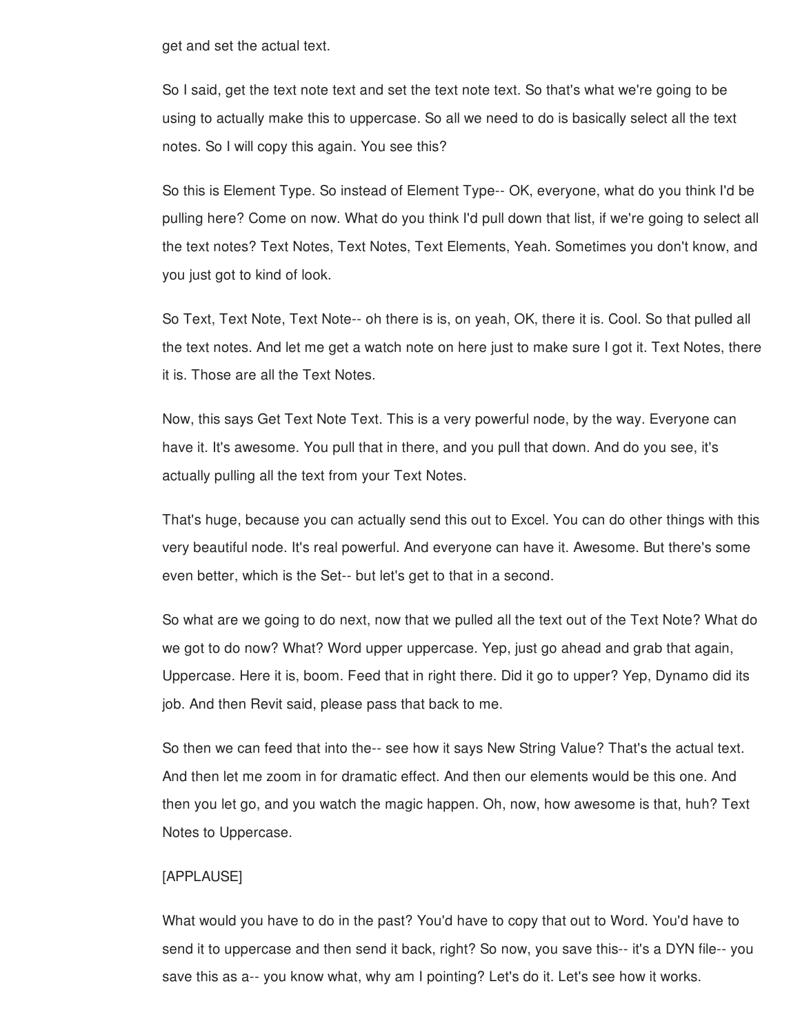get and set the actual text.

So I said, get the text note text and set the text note text. So that's what we're going to be using to actually make this to uppercase. So all we need to do is basically select all the text notes. So I will copy this again. You see this?

So this is Element Type. So instead of Element Type-- OK, everyone, what do you think I'd be pulling here? Come on now. What do you think I'd pull down that list, if we're going to select all the text notes? Text Notes, Text Notes, Text Elements, Yeah. Sometimes you don't know, and you just got to kind of look.

So Text, Text Note, Text Note-- oh there is is, on yeah, OK, there it is. Cool. So that pulled all the text notes. And let me get a watch note on here just to make sure I got it. Text Notes, there it is. Those are all the Text Notes.

Now, this says Get Text Note Text. This is a very powerful node, by the way. Everyone can have it. It's awesome. You pull that in there, and you pull that down. And do you see, it's actually pulling all the text from your Text Notes.

That's huge, because you can actually send this out to Excel. You can do other things with this very beautiful node. It's real powerful. And everyone can have it. Awesome. But there's some even better, which is the Set-- but let's get to that in a second.

So what are we going to do next, now that we pulled all the text out of the Text Note? What do we got to do now? What? Word upper uppercase. Yep, just go ahead and grab that again, Uppercase. Here it is, boom. Feed that in right there. Did it go to upper? Yep, Dynamo did its job. And then Revit said, please pass that back to me.

So then we can feed that into the-- see how it says New String Value? That's the actual text. And then let me zoom in for dramatic effect. And then our elements would be this one. And then you let go, and you watch the magic happen. Oh, now, how awesome is that, huh? Text Notes to Uppercase.

[APPLAUSE]

What would you have to do in the past? You'd have to copy that out to Word. You'd have to send it to uppercase and then send it back, right? So now, you save this-- it's a DYN file-- you save this as a-- you know what, why am I pointing? Let's do it. Let's see how it works.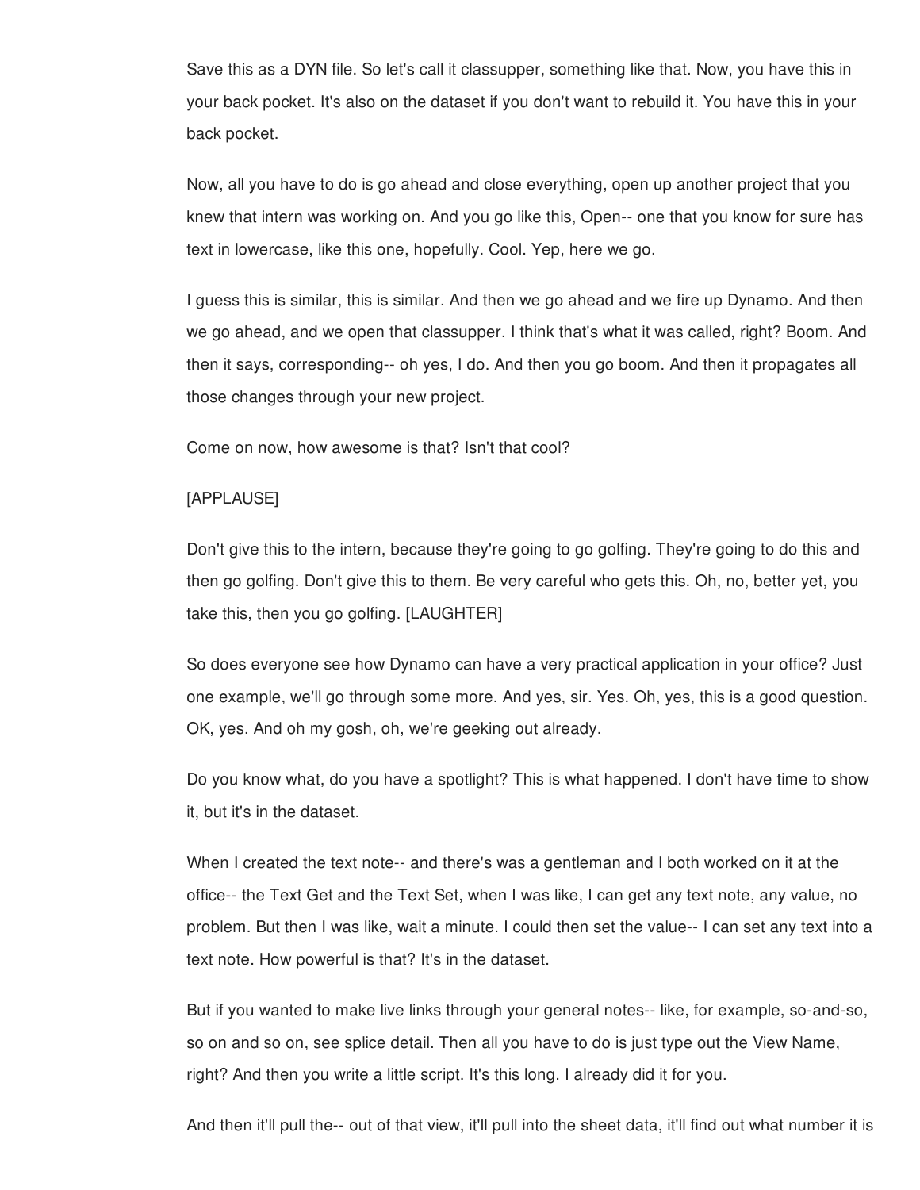Save this as a DYN file. So let's call it classupper, something like that. Now, you have this in your back pocket. It's also on the dataset if you don't want to rebuild it. You have this in your back pocket.

Now, all you have to do is go ahead and close everything, open up another project that you knew that intern was working on. And you go like this, Open-- one that you know for sure has text in lowercase, like this one, hopefully. Cool. Yep, here we go.

I guess this is similar, this is similar. And then we go ahead and we fire up Dynamo. And then we go ahead, and we open that classupper. I think that's what it was called, right? Boom. And then it says, corresponding-- oh yes, I do. And then you go boom. And then it propagates all those changes through your new project.

Come on now, how awesome is that? Isn't that cool?

[APPLAUSE]

Don't give this to the intern, because they're going to go golfing. They're going to do this and then go golfing. Don't give this to them. Be very careful who gets this. Oh, no, better yet, you take this, then you go golfing. [LAUGHTER]

So does everyone see how Dynamo can have a very practical application in your office? Just one example, we'll go through some more. And yes, sir. Yes. Oh, yes, this is a good question. OK, yes. And oh my gosh, oh, we're geeking out already.

Do you know what, do you have a spotlight? This is what happened. I don't have time to show it, but it's in the dataset.

When I created the text note-- and there's was a gentleman and I both worked on it at the office-- the Text Get and the Text Set, when I was like, I can get any text note, any value, no problem. But then I was like, wait a minute. I could then set the value-- I can set any text into a text note. How powerful is that? It's in the dataset.

But if you wanted to make live links through your general notes-- like, for example, so-and-so, so on and so on, see splice detail. Then all you have to do is just type out the View Name, right? And then you write a little script. It's this long. I already did it for you.

And then it'll pull the-- out of that view, it'll pull into the sheet data, it'll find out what number it is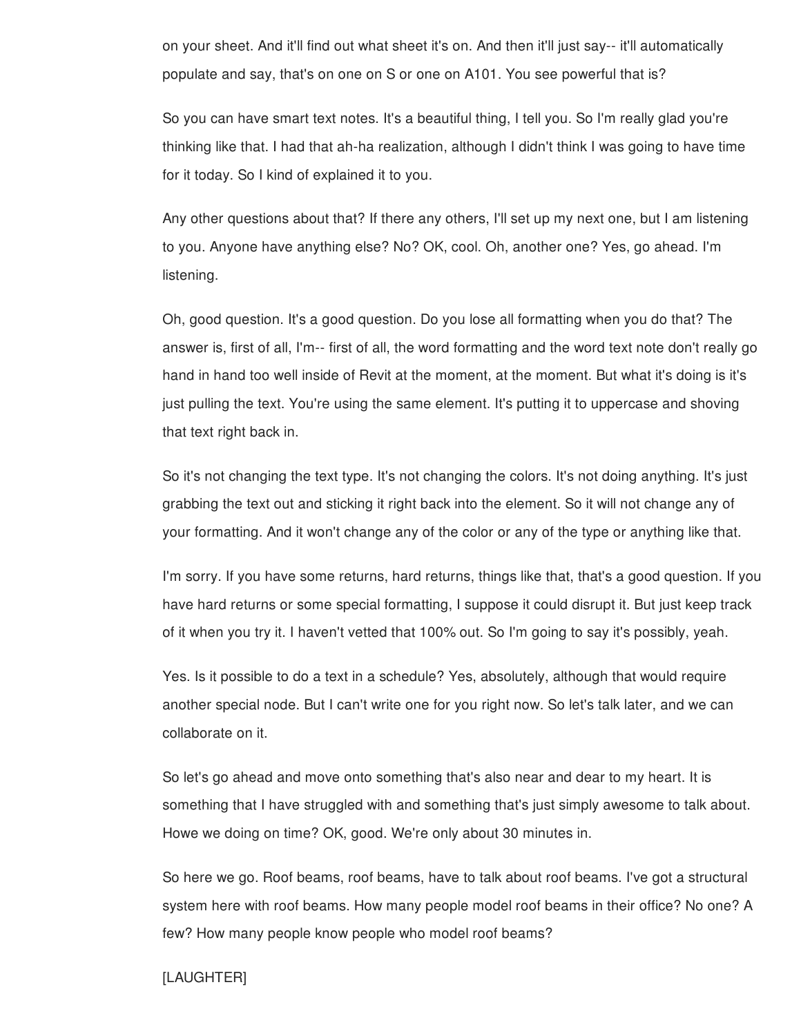on your sheet. And it'll find out what sheet it's on. And then it'll just say-- it'll automatically populate and say, that's on one on S or one on A101. You see powerful that is?

So you can have smart text notes. It's a beautiful thing, I tell you. So I'm really glad you're thinking like that. I had that ah-ha realization, although I didn't think I was going to have time for it today. So I kind of explained it to you.

Any other questions about that? If there any others, I'll set up my next one, but I am listening to you. Anyone have anything else? No? OK, cool. Oh, another one? Yes, go ahead. I'm listening.

Oh, good question. It's a good question. Do you lose all formatting when you do that? The answer is, first of all, I'm-- first of all, the word formatting and the word text note don't really go hand in hand too well inside of Revit at the moment, at the moment. But what it's doing is it's just pulling the text. You're using the same element. It's putting it to uppercase and shoving that text right back in.

So it's not changing the text type. It's not changing the colors. It's not doing anything. It's just grabbing the text out and sticking it right back into the element. So it will not change any of your formatting. And it won't change any of the color or any of the type or anything like that.

I'm sorry. If you have some returns, hard returns, things like that, that's a good question. If you have hard returns or some special formatting, I suppose it could disrupt it. But just keep track of it when you try it. I haven't vetted that 100% out. So I'm going to say it's possibly, yeah.

Yes. Is it possible to do a text in a schedule? Yes, absolutely, although that would require another special node. But I can't write one for you right now. So let's talk later, and we can collaborate on it.

So let's go ahead and move onto something that's also near and dear to my heart. It is something that I have struggled with and something that's just simply awesome to talk about. Howe we doing on time? OK, good. We're only about 30 minutes in.

So here we go. Roof beams, roof beams, have to talk about roof beams. I've got a structural system here with roof beams. How many people model roof beams in their office? No one? A few? How many people know people who model roof beams?

[LAUGHTER]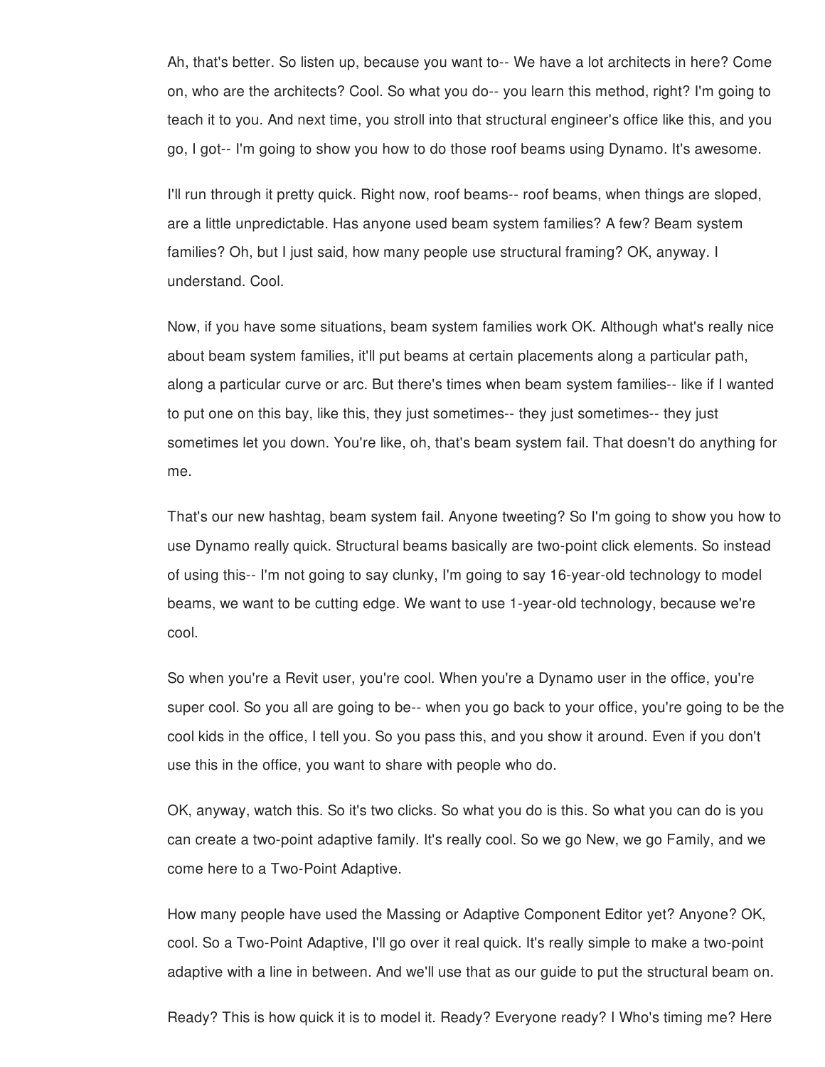Ah, that's better. So listen up, because you want to-- We have a lot architects in here? Come on, who are the architects? Cool. So what you do-- you learn this method, right? I'm going to teach it to you. And next time, you stroll into that structural engineer's office like this, and you go, I got-- I'm going to show you how to do those roof beams using Dynamo. It's awesome.

I'll run through it pretty quick. Right now, roof beams-- roof beams, when things are sloped, are a little unpredictable. Has anyone used beam system families? A few? Beam system families? Oh, but I just said, how many people use structural framing? OK, anyway. I understand. Cool.

Now, if you have some situations, beam system families work OK. Although what's really nice about beam system families, it'll put beams at certain placements along a particular path, along a particular curve or arc. But there's times when beam system families-- like if I wanted to put one on this bay, like this, they just sometimes-- they just sometimes-- they just sometimes let you down. You're like, oh, that's beam system fail. That doesn't do anything for me.

That's our new hashtag, beam system fail. Anyone tweeting? So I'm going to show you how to use Dynamo really quick. Structural beams basically are two-point click elements. So instead of using this-- I'm not going to say clunky, I'm going to say 16-year-old technology to model beams, we want to be cutting edge. We want to use 1-year-old technology, because we're cool.

So when you're a Revit user, you're cool. When you're a Dynamo user in the office, you're super cool. So you all are going to be-- when you go back to your office, you're going to be the cool kids in the office, I tell you. So you pass this, and you show it around. Even if you don't use this in the office, you want to share with people who do.

OK, anyway, watch this. So it's two clicks. So what you do is this. So what you can do is you can create a two-point adaptive family. It's really cool. So we go New, we go Family, and we come here to a Two-Point Adaptive.

How many people have used the Massing or Adaptive Component Editor yet? Anyone? OK, cool. So a Two-Point Adaptive, I'll go over it real quick. It's really simple to make a two-point adaptive with a line in between. And we'll use that as our guide to put the structural beam on.

Ready? This is how quick it is to model it. Ready? Everyone ready? I Who's timing me? Here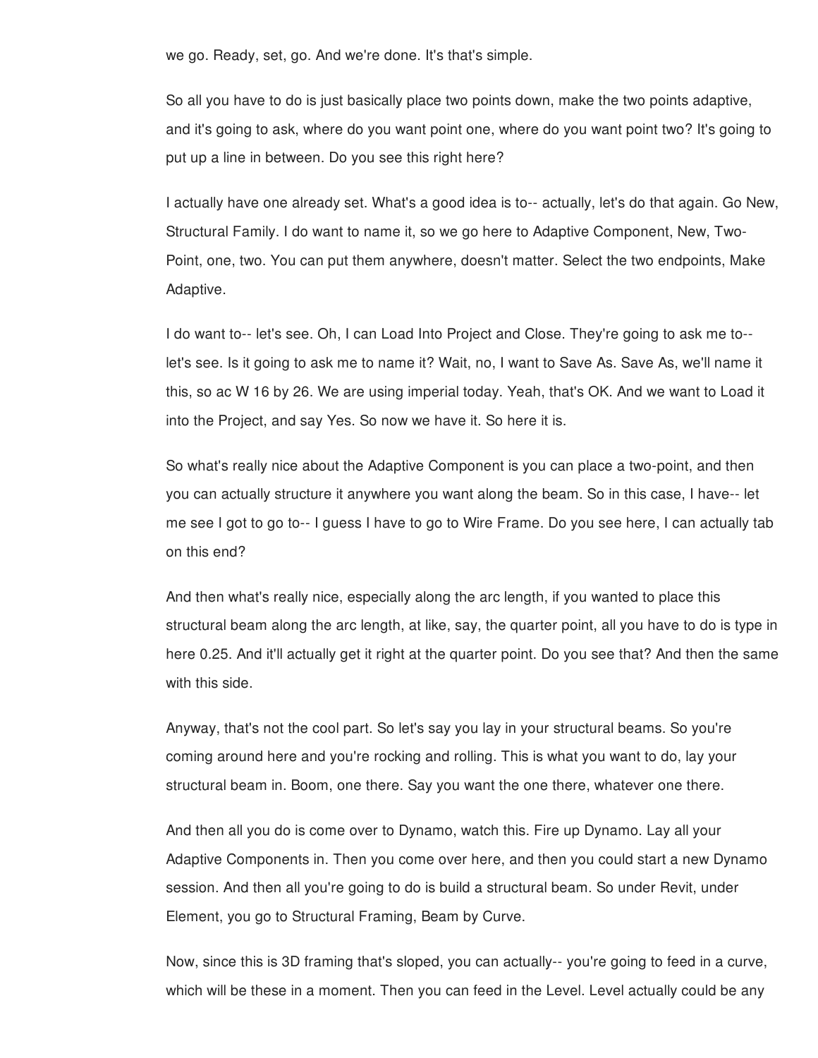we go. Ready, set, go. And we're done. It's that's simple.

So all you have to do is just basically place two points down, make the two points adaptive, and it's going to ask, where do you want point one, where do you want point two? It's going to put up a line in between. Do you see this right here?

I actually have one already set. What's a good idea is to-- actually, let's do that again. Go New, Structural Family. I do want to name it, so we go here to Adaptive Component, New, Two-Point, one, two. You can put them anywhere, doesn't matter. Select the two endpoints, Make Adaptive.

I do want to-- let's see. Oh, I can Load Into Project and Close. They're going to ask me to-- let's see. Is it going to ask me to name it? Wait, no, I want to Save As. Save As, we'll name it this, so ac W 16 by 26. We are using imperial today. Yeah, that's OK. And we want to Load it into the Project, and say Yes. So now we have it. So here it is.

So what's really nice about the Adaptive Component is you can place a two-point, and then you can actually structure it anywhere you want along the beam. So in this case, I have-- let me see I got to go to-- I guess I have to go to Wire Frame. Do you see here, I can actually tab on this end?

And then what's really nice, especially along the arc length, if you wanted to place this structural beam along the arc length, at like, say, the quarter point, all you have to do is type in here 0.25. And it'll actually get it right at the quarter point. Do you see that? And then the same with this side.

Anyway, that's not the cool part. So let's say you lay in your structural beams. So you're coming around here and you're rocking and rolling. This is what you want to do, lay your structural beam in. Boom, one there. Say you want the one there, whatever one there.

And then all you do is come over to Dynamo, watch this. Fire up Dynamo. Lay all your Adaptive Components in. Then you come over here, and then you could start a new Dynamo session. And then all you're going to do is build a structural beam. So under Revit, under Element, you go to Structural Framing, Beam by Curve.

Now, since this is 3D framing that's sloped, you can actually-- you're going to feed in a curve, which will be these in a moment. Then you can feed in the Level. Level actually could be any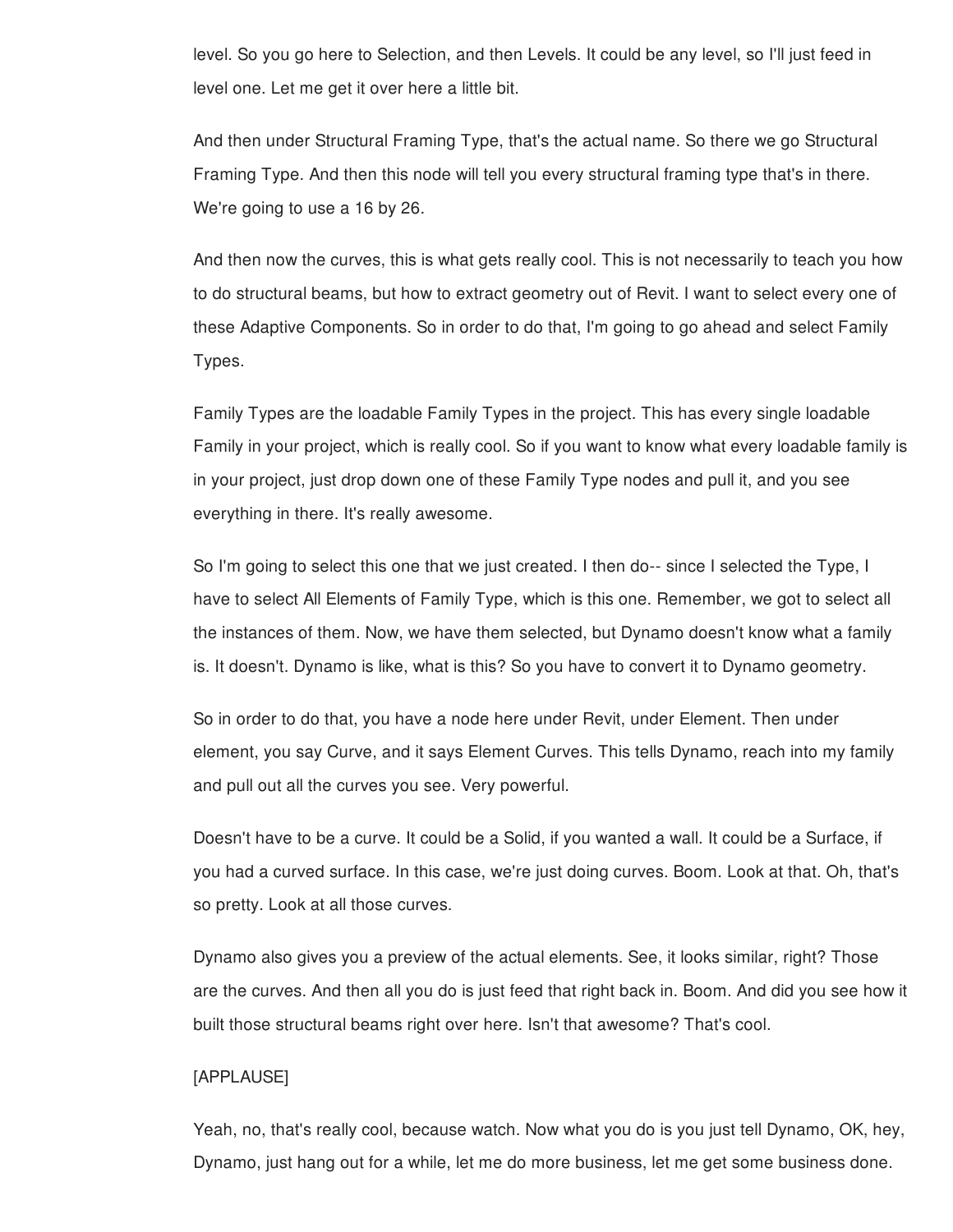level. So you go here to Selection, and then Levels. It could be any level, so I'll just feed in level one. Let me get it over here a little bit.

And then under Structural Framing Type, that's the actual name. So there we go Structural Framing Type. And then this node will tell you every structural framing type that's in there. We're going to use a 16 by 26.

And then now the curves, this is what gets really cool. This is not necessarily to teach you how to do structural beams, but how to extract geometry out of Revit. I want to select every one of these Adaptive Components. So in order to do that, I'm going to go ahead and select Family Types.

Family Types are the loadable Family Types in the project. This has every single loadable Family in your project, which is really cool. So if you want to know what every loadable family is in your project, just drop down one of these Family Type nodes and pull it, and you see everything in there. It's really awesome.

So I'm going to select this one that we just created. I then do-- since I selected the Type, I have to select All Elements of Family Type, which is this one. Remember, we got to select all the instances of them. Now, we have them selected, but Dynamo doesn't know what a family is. It doesn't. Dynamo is like, what is this? So you have to convert it to Dynamo geometry.

So in order to do that, you have a node here under Revit, under Element. Then under element, you say Curve, and it says Element Curves. This tells Dynamo, reach into my family and pull out all the curves you see. Very powerful.

Doesn't have to be a curve. It could be a Solid, if you wanted a wall. It could be a Surface, if you had a curved surface. In this case, we're just doing curves. Boom. Look at that. Oh, that's so pretty. Look at all those curves.

Dynamo also gives you a preview of the actual elements. See, it looks similar, right? Those are the curves. And then all you do is just feed that right back in. Boom. And did you see how it built those structural beams right over here. Isn't that awesome? That's cool.

[APPLAUSE]

Yeah, no, that's really cool, because watch. Now what you do is you just tell Dynamo, OK, hey, Dynamo, just hang out for a while, let me do more business, let me get some business done.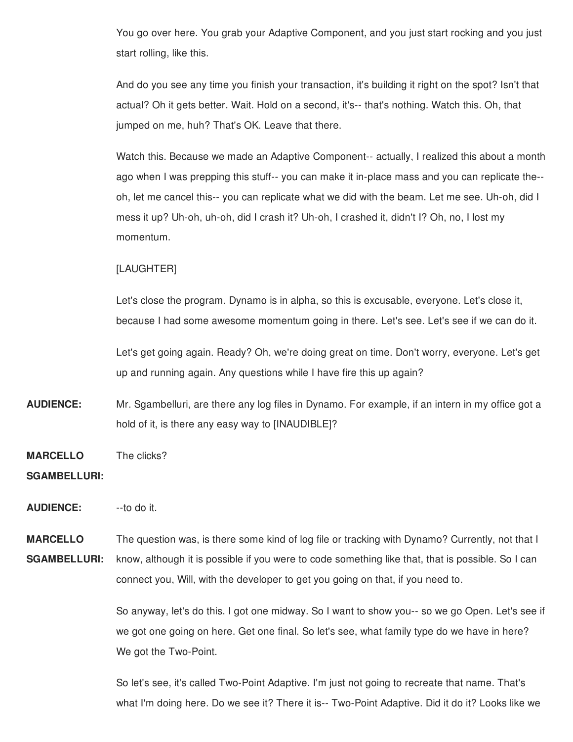You go over here. You grab your Adaptive Component, and you just start rocking and you just start rolling, like this.

And do you see any time you finish your transaction, it's building it right on the spot? Isn't that actual? Oh it gets better. Wait. Hold on a second, it's-- that's nothing. Watch this. Oh, that jumped on me, huh? That's OK. Leave that there.

Watch this. Because we made an Adaptive Component-- actually, I realized this about a month ago when I was prepping this stuff-- you can make it in-place mass and you can replicate the-- oh, let me cancel this-- you can replicate what we did with the beam. Let me see. Uh-oh, did I mess it up? Uh-oh, uh-oh, did I crash it? Uh-oh, I crashed it, didn't I? Oh, no, I lost my momentum.

[LAUGHTER]

Let's close the program. Dynamo is in alpha, so this is excusable, everyone. Let's close it, because I had some awesome momentum going in there. Let's see. Let's see if we can do it.

Let's get going again. Ready? Oh, we're doing great on time. Don't worry, everyone. Let's get up and running again. Any questions while I have fire this up again?

**AUDIENCE:** Mr. Sgambelluri, are there any log files in Dynamo. For example, if an intern in my office got a hold of it, is there any easy way to [INAUDIBLE]?

**MARCELLO SGAMBELLURI:** The clicks?

**AUDIENCE:** --to do it.

**MARCELLO SGAMBELLURI:** The question was, is there some kind of log file or tracking with Dynamo? Currently, not that I know, although it is possible if you were to code something like that, that is possible. So I can connect you, Will, with the developer to get you going on that, if you need to.

So anyway, let's do this. I got one midway. So I want to show you-- so we go Open. Let's see if we got one going on here. Get one final. So let's see, what family type do we have in here? We got the Two-Point.

So let's see, it's called Two-Point Adaptive. I'm just not going to recreate that name. That's what I'm doing here. Do we see it? There it is-- Two-Point Adaptive. Did it do it? Looks like we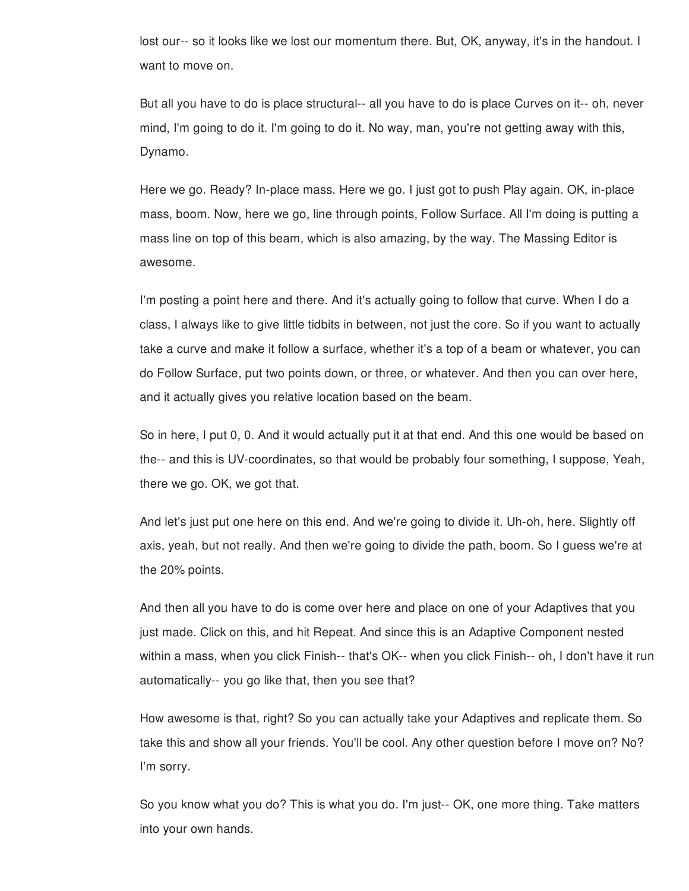lost our-- so it looks like we lost our momentum there. But, OK, anyway, it's in the handout. I want to move on.

But all you have to do is place structural-- all you have to do is place Curves on it-- oh, never mind, I'm going to do it. I'm going to do it. No way, man, you're not getting away with this, Dynamo.

Here we go. Ready? In-place mass. Here we go. I just got to push Play again. OK, in-place mass, boom. Now, here we go, line through points, Follow Surface. All I'm doing is putting a mass line on top of this beam, which is also amazing, by the way. The Massing Editor is awesome.

I'm posting a point here and there. And it's actually going to follow that curve. When I do a class, I always like to give little tidbits in between, not just the core. So if you want to actually take a curve and make it follow a surface, whether it's a top of a beam or whatever, you can do Follow Surface, put two points down, or three, or whatever. And then you can over here, and it actually gives you relative location based on the beam.

So in here, I put 0, 0. And it would actually put it at that end. And this one would be based on the-- and this is UV-coordinates, so that would be probably four something, I suppose, Yeah, there we go. OK, we got that.

And let's just put one here on this end. And we're going to divide it. Uh-oh, here. Slightly off axis, yeah, but not really. And then we're going to divide the path, boom. So I guess we're at the 20% points.

And then all you have to do is come over here and place on one of your Adaptives that you just made. Click on this, and hit Repeat. And since this is an Adaptive Component nested within a mass, when you click Finish-- that's OK-- when you click Finish-- oh, I don't have it run automatically-- you go like that, then you see that?

How awesome is that, right? So you can actually take your Adaptives and replicate them. So take this and show all your friends. You'll be cool. Any other question before I move on? No? I'm sorry.

So you know what you do? This is what you do. I'm just-- OK, one more thing. Take matters into your own hands.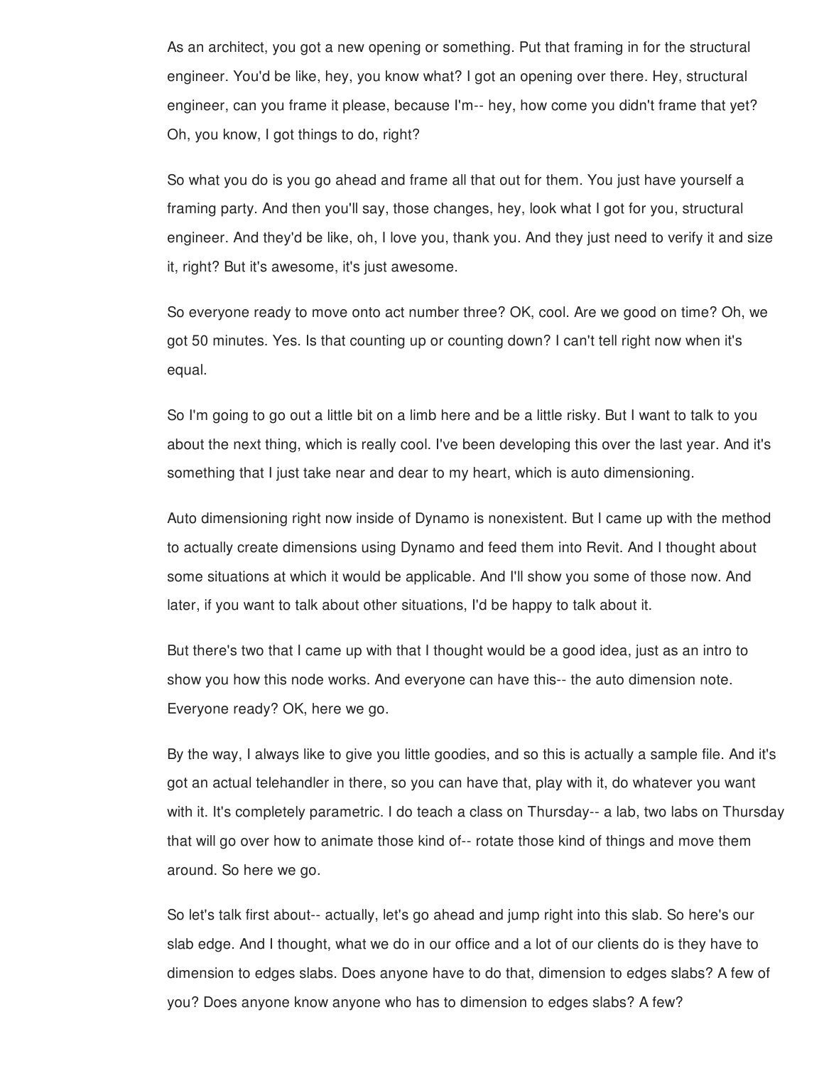As an architect, you got a new opening or something. Put that framing in for the structural engineer. You'd be like, hey, you know what? I got an opening over there. Hey, structural engineer, can you frame it please, because I'm-- hey, how come you didn't frame that yet? Oh, you know, I got things to do, right?

So what you do is you go ahead and frame all that out for them. You just have yourself a framing party. And then you'll say, those changes, hey, look what I got for you, structural engineer. And they'd be like, oh, I love you, thank you. And they just need to verify it and size it, right? But it's awesome, it's just awesome.

So everyone ready to move onto act number three? OK, cool. Are we good on time? Oh, we got 50 minutes. Yes. Is that counting up or counting down? I can't tell right now when it's equal.

So I'm going to go out a little bit on a limb here and be a little risky. But I want to talk to you about the next thing, which is really cool. I've been developing this over the last year. And it's something that I just take near and dear to my heart, which is auto dimensioning.

Auto dimensioning right now inside of Dynamo is nonexistent. But I came up with the method to actually create dimensions using Dynamo and feed them into Revit. And I thought about some situations at which it would be applicable. And I'll show you some of those now. And later, if you want to talk about other situations, I'd be happy to talk about it.

But there's two that I came up with that I thought would be a good idea, just as an intro to show you how this node works. And everyone can have this-- the auto dimension note. Everyone ready? OK, here we go.

By the way, I always like to give you little goodies, and so this is actually a sample file. And it's got an actual telehandler in there, so you can have that, play with it, do whatever you want with it. It's completely parametric. I do teach a class on Thursday-- a lab, two labs on Thursday that will go over how to animate those kind of-- rotate those kind of things and move them around. So here we go.

So let's talk first about-- actually, let's go ahead and jump right into this slab. So here's our slab edge. And I thought, what we do in our office and a lot of our clients do is they have to dimension to edges slabs. Does anyone have to do that, dimension to edges slabs? A few of you? Does anyone know anyone who has to dimension to edges slabs? A few?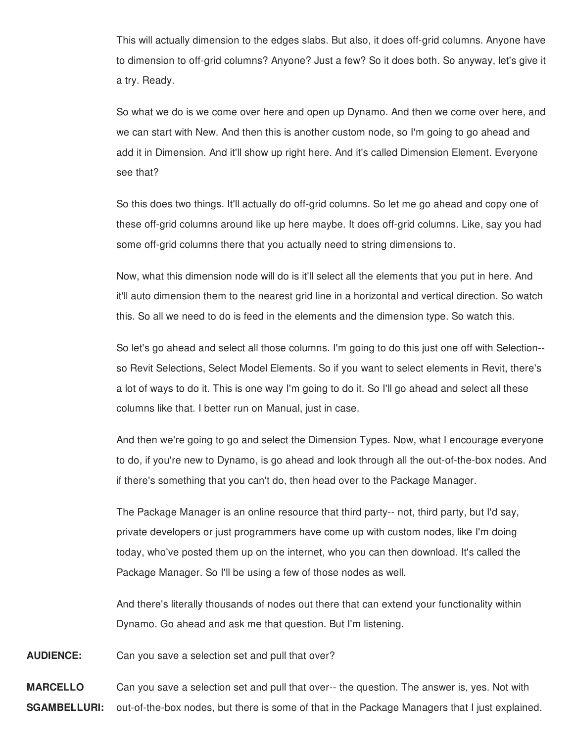This will actually dimension to the edges slabs. But also, it does off-grid columns. Anyone have to dimension to off-grid columns? Anyone? Just a few? So it does both. So anyway, let's give it a try. Ready.

So what we do is we come over here and open up Dynamo. And then we come over here, and we can start with New. And then this is another custom node, so I'm going to go ahead and add it in Dimension. And it'll show up right here. And it's called Dimension Element. Everyone see that?

So this does two things. It'll actually do off-grid columns. So let me go ahead and copy one of these off-grid columns around like up here maybe. It does off-grid columns. Like, say you had some off-grid columns there that you actually need to string dimensions to.

Now, what this dimension node will do is it'll select all the elements that you put in here. And it'll auto dimension them to the nearest grid line in a horizontal and vertical direction. So watch this. So all we need to do is feed in the elements and the dimension type. So watch this.

So let's go ahead and select all those columns. I'm going to do this just one off with Selection-- so Revit Selections, Select Model Elements. So if you want to select elements in Revit, there's a lot of ways to do it. This is one way I'm going to do it. So I'll go ahead and select all these columns like that. I better run on Manual, just in case.

And then we're going to go and select the Dimension Types. Now, what I encourage everyone to do, if you're new to Dynamo, is go ahead and look through all the out-of-the-box nodes. And if there's something that you can't do, then head over to the Package Manager.

The Package Manager is an online resource that third party-- not, third party, but I'd say, private developers or just programmers have come up with custom nodes, like I'm doing today, who've posted them up on the internet, who you can then download. It's called the Package Manager. So I'll be using a few of those nodes as well.

And there's literally thousands of nodes out there that can extend your functionality within Dynamo. Go ahead and ask me that question. But I'm listening.

**AUDIENCE:** Can you save a selection set and pull that over?

**MARCELLO SGAMBELLURI:** Can you save a selection set and pull that over-- the question. The answer is, yes. Not with out-of-the-box nodes, but there is some of that in the Package Managers that I just explained.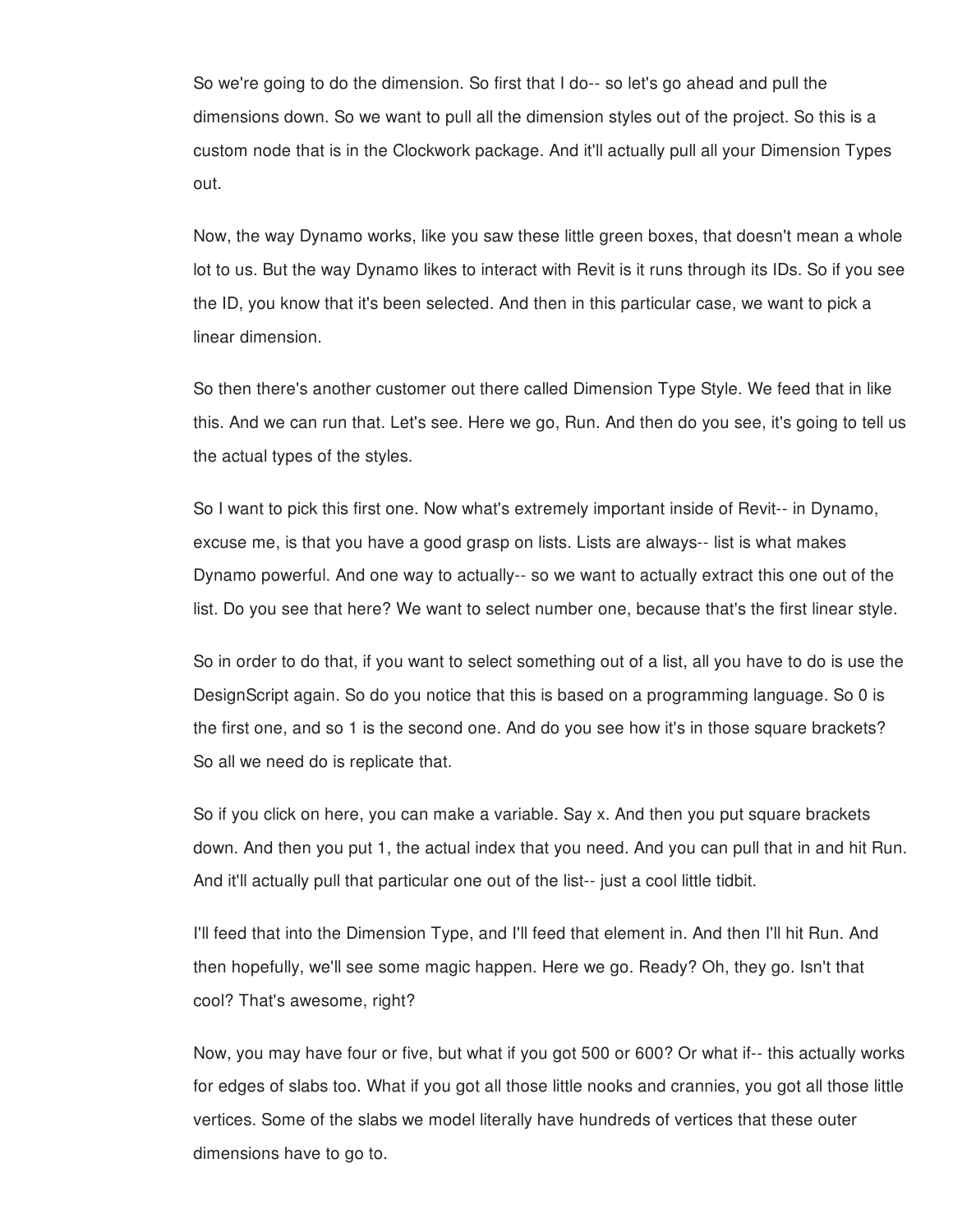So we're going to do the dimension. So first that I do-- so let's go ahead and pull the dimensions down. So we want to pull all the dimension styles out of the project. So this is a custom node that is in the Clockwork package. And it'll actually pull all your Dimension Types out.

Now, the way Dynamo works, like you saw these little green boxes, that doesn't mean a whole lot to us. But the way Dynamo likes to interact with Revit is it runs through its IDs. So if you see the ID, you know that it's been selected. And then in this particular case, we want to pick a linear dimension.

So then there's another customer out there called Dimension Type Style. We feed that in like this. And we can run that. Let's see. Here we go, Run. And then do you see, it's going to tell us the actual types of the styles.

So I want to pick this first one. Now what's extremely important inside of Revit-- in Dynamo, excuse me, is that you have a good grasp on lists. Lists are always-- list is what makes Dynamo powerful. And one way to actually-- so we want to actually extract this one out of the list. Do you see that here? We want to select number one, because that's the first linear style.

So in order to do that, if you want to select something out of a list, all you have to do is use the DesignScript again. So do you notice that this is based on a programming language. So 0 is the first one, and so 1 is the second one. And do you see how it's in those square brackets? So all we need do is replicate that.

So if you click on here, you can make a variable. Say x. And then you put square brackets down. And then you put 1, the actual index that you need. And you can pull that in and hit Run. And it'll actually pull that particular one out of the list-- just a cool little tidbit.

I'll feed that into the Dimension Type, and I'll feed that element in. And then I'll hit Run. And then hopefully, we'll see some magic happen. Here we go. Ready? Oh, they go. Isn't that cool? That's awesome, right?

Now, you may have four or five, but what if you got 500 or 600? Or what if-- this actually works for edges of slabs too. What if you got all those little nooks and crannies, you got all those little vertices. Some of the slabs we model literally have hundreds of vertices that these outer dimensions have to go to.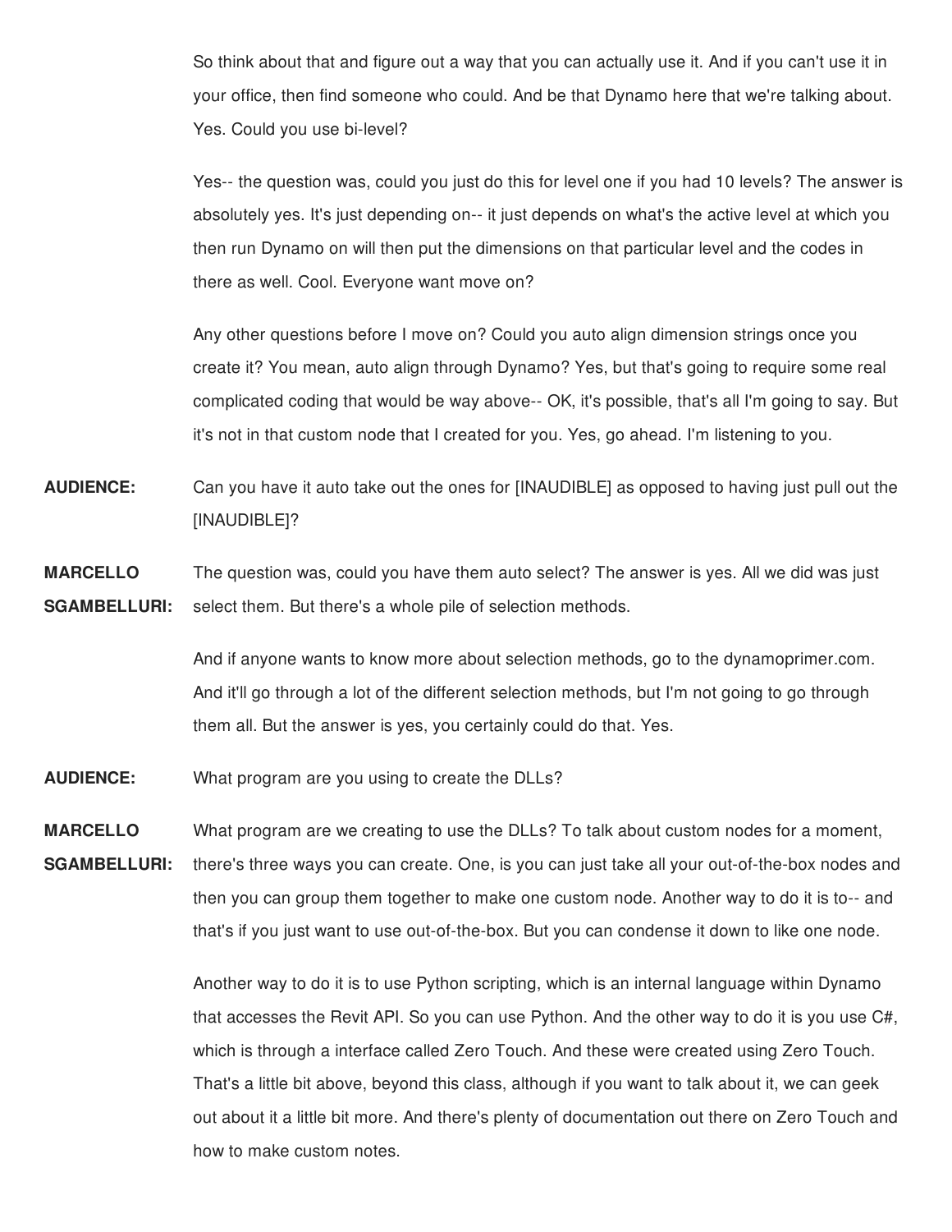So think about that and figure out a way that you can actually use it. And if you can't use it in your office, then find someone who could. And be that Dynamo here that we're talking about. Yes. Could you use bi-level?

Yes-- the question was, could you just do this for level one if you had 10 levels? The answer is absolutely yes. It's just depending on-- it just depends on what's the active level at which you then run Dynamo on will then put the dimensions on that particular level and the codes in there as well. Cool. Everyone want move on?

Any other questions before I move on? Could you auto align dimension strings once you create it? You mean, auto align through Dynamo? Yes, but that's going to require some real complicated coding that would be way above-- OK, it's possible, that's all I'm going to say. But it's not in that custom node that I created for you. Yes, go ahead. I'm listening to you.

**AUDIENCE:** Can you have it auto take out the ones for [INAUDIBLE] as opposed to having just pull out the [INAUDIBLE]?

**MARCELLO SGAMBELLURI:** The question was, could you have them auto select? The answer is yes. All we did was just select them. But there's a whole pile of selection methods.

And if anyone wants to know more about selection methods, go to the dynamoprimer.com. And it'll go through a lot of the different selection methods, but I'm not going to go through them all. But the answer is yes, you certainly could do that. Yes.

**AUDIENCE:** What program are you using to create the DLLs?

**MARCELLO SGAMBELLURI:** What program are we creating to use the DLLs? To talk about custom nodes for a moment, there's three ways you can create. One, is you can just take all your out-of-the-box nodes and then you can group them together to make one custom node. Another way to do it is to-- and that's if you just want to use out-of-the-box. But you can condense it down to like one node.

Another way to do it is to use Python scripting, which is an internal language within Dynamo that accesses the Revit API. So you can use Python. And the other way to do it is you use C#, which is through a interface called Zero Touch. And these were created using Zero Touch. That's a little bit above, beyond this class, although if you want to talk about it, we can geek out about it a little bit more. And there's plenty of documentation out there on Zero Touch and how to make custom notes.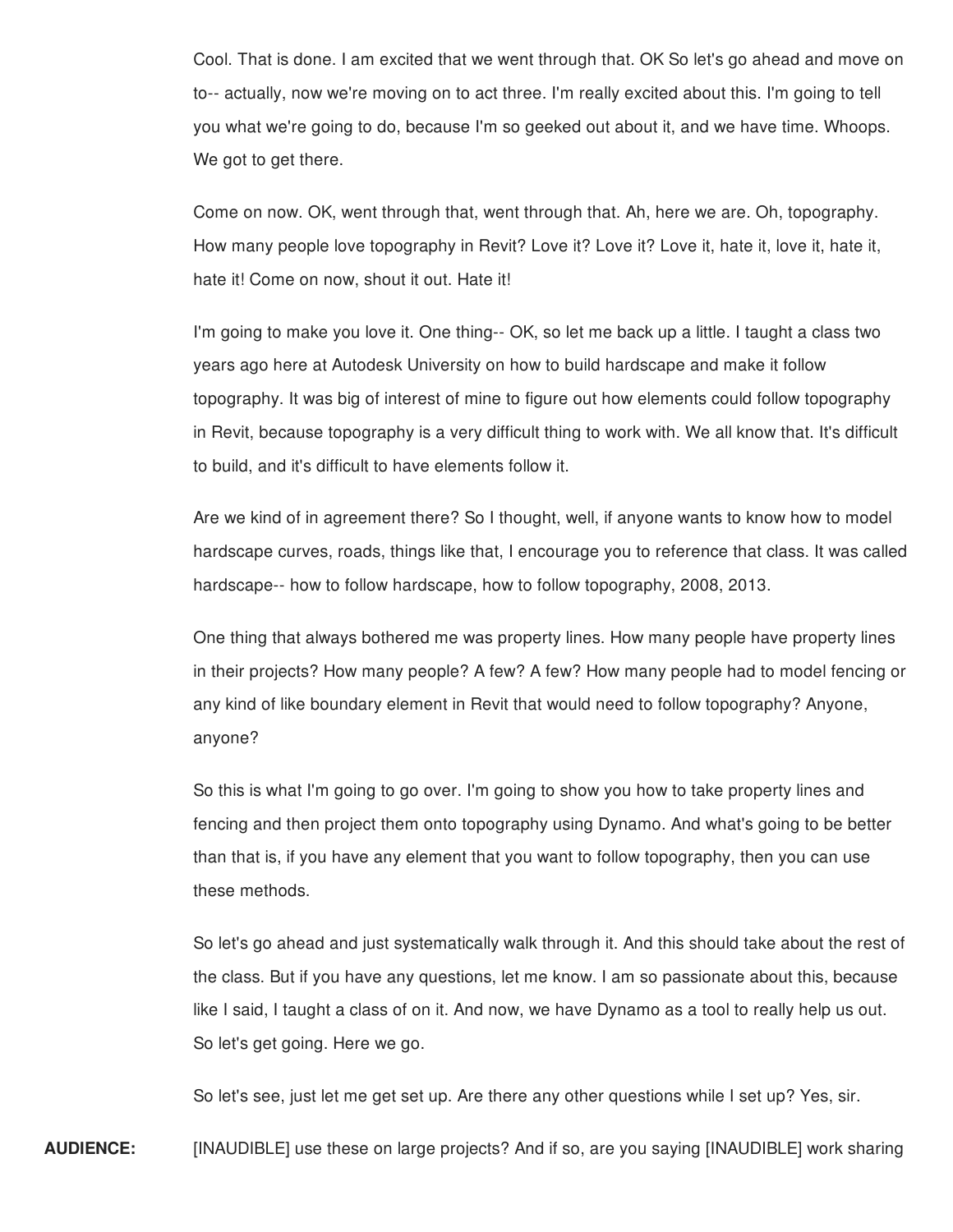Cool. That is done. I am excited that we went through that. OK So let's go ahead and move on to-- actually, now we're moving on to act three. I'm really excited about this. I'm going to tell you what we're going to do, because I'm so geeked out about it, and we have time. Whoops. We got to get there.

Come on now. OK, went through that, went through that. Ah, here we are. Oh, topography. How many people love topography in Revit? Love it? Love it? Love it, hate it, love it, hate it, hate it! Come on now, shout it out. Hate it!

I'm going to make you love it. One thing-- OK, so let me back up a little. I taught a class two years ago here at Autodesk University on how to build hardscape and make it follow topography. It was big of interest of mine to figure out how elements could follow topography in Revit, because topography is a very difficult thing to work with. We all know that. It's difficult to build, and it's difficult to have elements follow it.

Are we kind of in agreement there? So I thought, well, if anyone wants to know how to model hardscape curves, roads, things like that, I encourage you to reference that class. It was called hardscape-- how to follow hardscape, how to follow topography, 2008, 2013.

One thing that always bothered me was property lines. How many people have property lines in their projects? How many people? A few? A few? How many people had to model fencing or any kind of like boundary element in Revit that would need to follow topography? Anyone, anyone?

So this is what I'm going to go over. I'm going to show you how to take property lines and fencing and then project them onto topography using Dynamo. And what's going to be better than that is, if you have any element that you want to follow topography, then you can use these methods.

So let's go ahead and just systematically walk through it. And this should take about the rest of the class. But if you have any questions, let me know. I am so passionate about this, because like I said, I taught a class of on it. And now, we have Dynamo as a tool to really help us out. So let's get going. Here we go.

So let's see, just let me get set up. Are there any other questions while I set up? Yes, sir.

**AUDIENCE:** [INAUDIBLE] use these on large projects? And if so, are you saying [INAUDIBLE] work sharing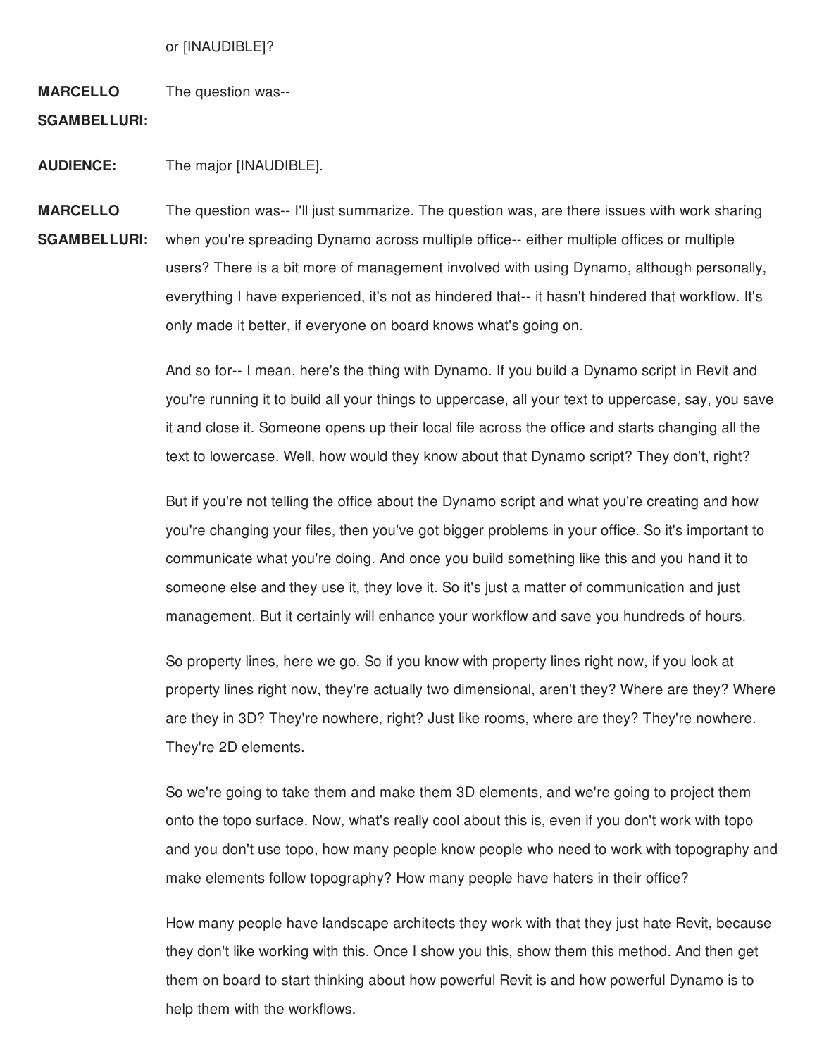or [INAUDIBLE]?

**MARCELLO SGAMBELLURI:** The question was--

**AUDIENCE:** The major [INAUDIBLE].

**MARCELLO SGAMBELLURI:** The question was-- I'll just summarize. The question was, are there issues with work sharing when you're spreading Dynamo across multiple office-- either multiple offices or multiple users? There is a bit more of management involved with using Dynamo, although personally, everything I have experienced, it's not as hindered that-- it hasn't hindered that workflow. It's only made it better, if everyone on board knows what's going on.

And so for-- I mean, here's the thing with Dynamo. If you build a Dynamo script in Revit and you're running it to build all your things to uppercase, all your text to uppercase, say, you save it and close it. Someone opens up their local file across the office and starts changing all the text to lowercase. Well, how would they know about that Dynamo script? They don't, right?

But if you're not telling the office about the Dynamo script and what you're creating and how you're changing your files, then you've got bigger problems in your office. So it's important to communicate what you're doing. And once you build something like this and you hand it to someone else and they use it, they love it. So it's just a matter of communication and just management. But it certainly will enhance your workflow and save you hundreds of hours.

So property lines, here we go. So if you know with property lines right now, if you look at property lines right now, they're actually two dimensional, aren't they? Where are they? Where are they in 3D? They're nowhere, right? Just like rooms, where are they? They're nowhere. They're 2D elements.

So we're going to take them and make them 3D elements, and we're going to project them onto the topo surface. Now, what's really cool about this is, even if you don't work with topo and you don't use topo, how many people know people who need to work with topography and make elements follow topography? How many people have haters in their office?

How many people have landscape architects they work with that they just hate Revit, because they don't like working with this. Once I show you this, show them this method. And then get them on board to start thinking about how powerful Revit is and how powerful Dynamo is to help them with the workflows.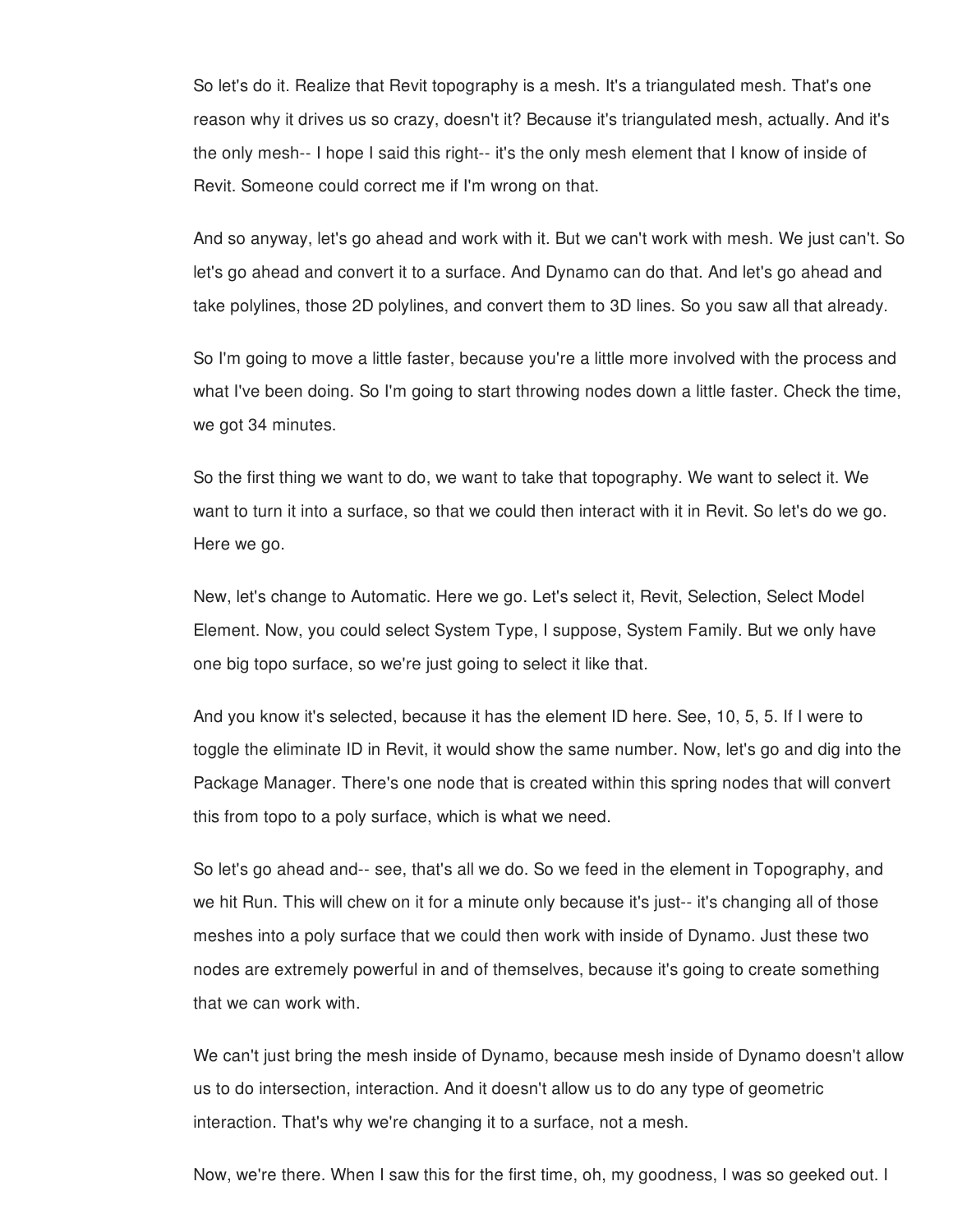So let's do it. Realize that Revit topography is a mesh. It's a triangulated mesh. That's one reason why it drives us so crazy, doesn't it? Because it's triangulated mesh, actually. And it's the only mesh-- I hope I said this right-- it's the only mesh element that I know of inside of Revit. Someone could correct me if I'm wrong on that.

And so anyway, let's go ahead and work with it. But we can't work with mesh. We just can't. So let's go ahead and convert it to a surface. And Dynamo can do that. And let's go ahead and take polylines, those 2D polylines, and convert them to 3D lines. So you saw all that already.

So I'm going to move a little faster, because you're a little more involved with the process and what I've been doing. So I'm going to start throwing nodes down a little faster. Check the time, we got 34 minutes.

So the first thing we want to do, we want to take that topography. We want to select it. We want to turn it into a surface, so that we could then interact with it in Revit. So let's do we go. Here we go.

New, let's change to Automatic. Here we go. Let's select it, Revit, Selection, Select Model Element. Now, you could select System Type, I suppose, System Family. But we only have one big topo surface, so we're just going to select it like that.

And you know it's selected, because it has the element ID here. See, 10, 5, 5. If I were to toggle the eliminate ID in Revit, it would show the same number. Now, let's go and dig into the Package Manager. There's one node that is created within this spring nodes that will convert this from topo to a poly surface, which is what we need.

So let's go ahead and-- see, that's all we do. So we feed in the element in Topography, and we hit Run. This will chew on it for a minute only because it's just-- it's changing all of those meshes into a poly surface that we could then work with inside of Dynamo. Just these two nodes are extremely powerful in and of themselves, because it's going to create something that we can work with.

We can't just bring the mesh inside of Dynamo, because mesh inside of Dynamo doesn't allow us to do intersection, interaction. And it doesn't allow us to do any type of geometric interaction. That's why we're changing it to a surface, not a mesh.

Now, we're there. When I saw this for the first time, oh, my goodness, I was so geeked out. I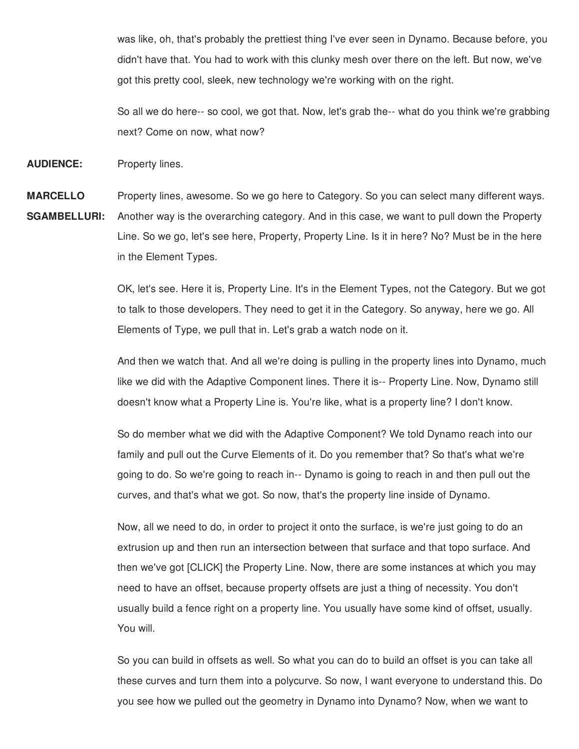was like, oh, that's probably the prettiest thing I've ever seen in Dynamo. Because before, you didn't have that. You had to work with this clunky mesh over there on the left. But now, we've got this pretty cool, sleek, new technology we're working with on the right.

So all we do here-- so cool, we got that. Now, let's grab the-- what do you think we're grabbing next? Come on now, what now?

**AUDIENCE:** Property lines.

**MARCELLO SGAMBELLURI:** Property lines, awesome. So we go here to Category. So you can select many different ways. Another way is the overarching category. And in this case, we want to pull down the Property Line. So we go, let's see here, Property, Property Line. Is it in here? No? Must be in the here in the Element Types.

OK, let's see. Here it is, Property Line. It's in the Element Types, not the Category. But we got to talk to those developers. They need to get it in the Category. So anyway, here we go. All Elements of Type, we pull that in. Let's grab a watch node on it.

And then we watch that. And all we're doing is pulling in the property lines into Dynamo, much like we did with the Adaptive Component lines. There it is-- Property Line. Now, Dynamo still doesn't know what a Property Line is. You're like, what is a property line? I don't know.

So do member what we did with the Adaptive Component? We told Dynamo reach into our family and pull out the Curve Elements of it. Do you remember that? So that's what we're going to do. So we're going to reach in-- Dynamo is going to reach in and then pull out the curves, and that's what we got. So now, that's the property line inside of Dynamo.

Now, all we need to do, in order to project it onto the surface, is we're just going to do an extrusion up and then run an intersection between that surface and that topo surface. And then we've got [CLICK] the Property Line. Now, there are some instances at which you may need to have an offset, because property offsets are just a thing of necessity. You don't usually build a fence right on a property line. You usually have some kind of offset, usually. You will.

So you can build in offsets as well. So what you can do to build an offset is you can take all these curves and turn them into a polycurve. So now, I want everyone to understand this. Do you see how we pulled out the geometry in Dynamo into Dynamo? Now, when we want to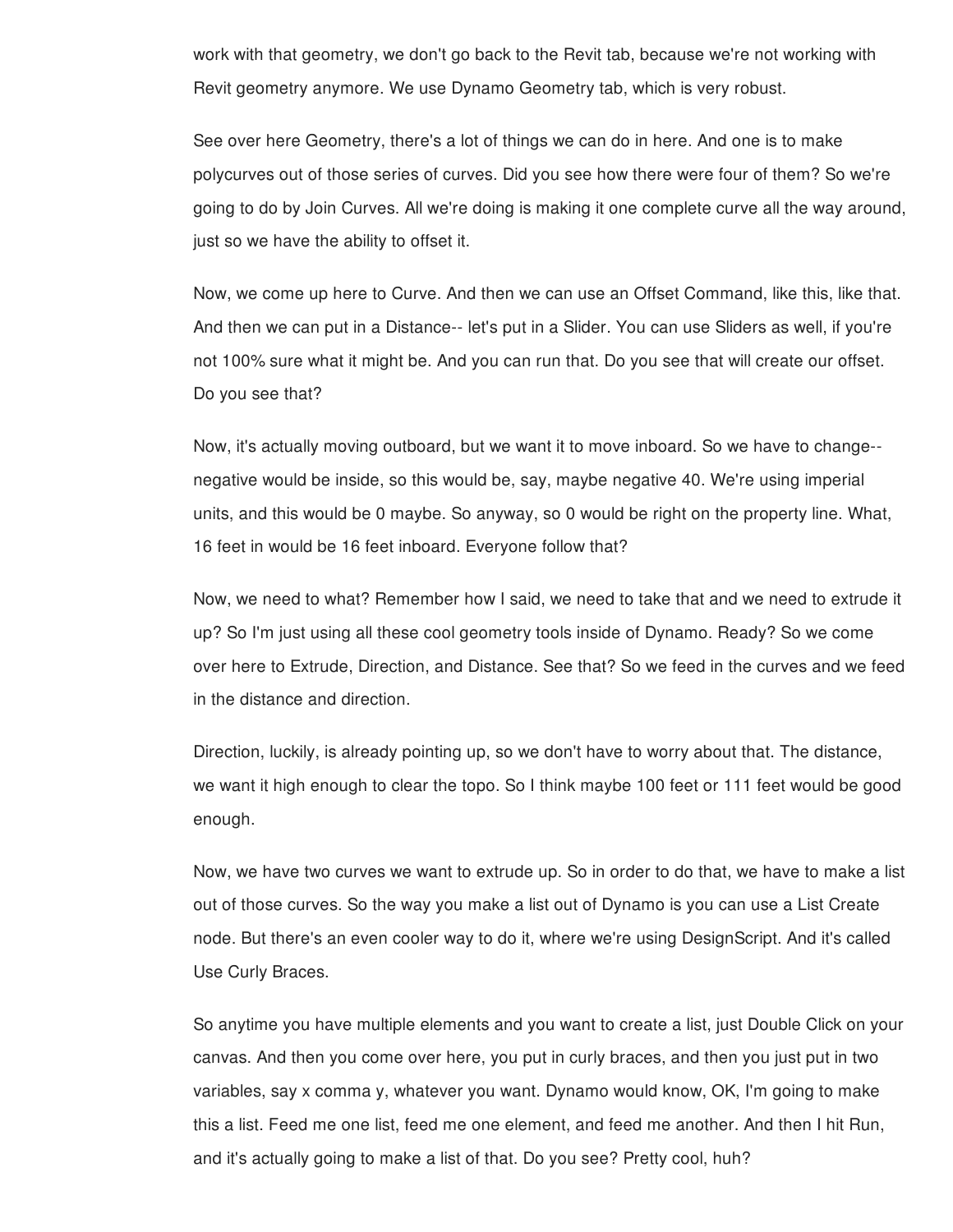work with that geometry, we don't go back to the Revit tab, because we're not working with Revit geometry anymore. We use Dynamo Geometry tab, which is very robust.

See over here Geometry, there's a lot of things we can do in here. And one is to make polycurves out of those series of curves. Did you see how there were four of them? So we're going to do by Join Curves. All we're doing is making it one complete curve all the way around, just so we have the ability to offset it.

Now, we come up here to Curve. And then we can use an Offset Command, like this, like that. And then we can put in a Distance-- let's put in a Slider. You can use Sliders as well, if you're not 100% sure what it might be. And you can run that. Do you see that will create our offset. Do you see that?

Now, it's actually moving outboard, but we want it to move inboard. So we have to change-- negative would be inside, so this would be, say, maybe negative 40. We're using imperial units, and this would be 0 maybe. So anyway, so 0 would be right on the property line. What, 16 feet in would be 16 feet inboard. Everyone follow that?

Now, we need to what? Remember how I said, we need to take that and we need to extrude it up? So I'm just using all these cool geometry tools inside of Dynamo. Ready? So we come over here to Extrude, Direction, and Distance. See that? So we feed in the curves and we feed in the distance and direction.

Direction, luckily, is already pointing up, so we don't have to worry about that. The distance, we want it high enough to clear the topo. So I think maybe 100 feet or 111 feet would be good enough.

Now, we have two curves we want to extrude up. So in order to do that, we have to make a list out of those curves. So the way you make a list out of Dynamo is you can use a List Create node. But there's an even cooler way to do it, where we're using DesignScript. And it's called Use Curly Braces.

So anytime you have multiple elements and you want to create a list, just Double Click on your canvas. And then you come over here, you put in curly braces, and then you just put in two variables, say x comma y, whatever you want. Dynamo would know, OK, I'm going to make this a list. Feed me one list, feed me one element, and feed me another. And then I hit Run, and it's actually going to make a list of that. Do you see? Pretty cool, huh?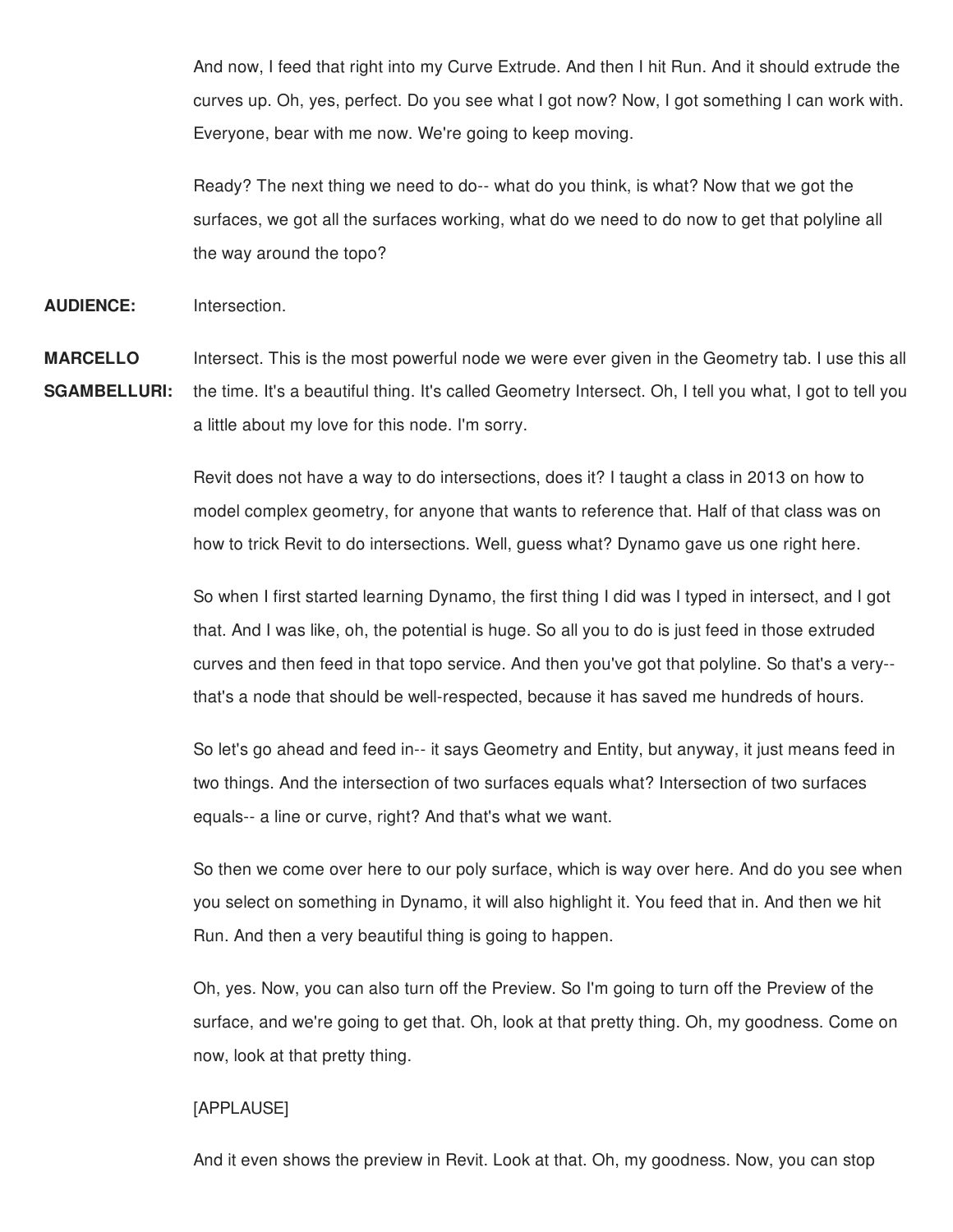And now, I feed that right into my Curve Extrude. And then I hit Run. And it should extrude the curves up. Oh, yes, perfect. Do you see what I got now? Now, I got something I can work with. Everyone, bear with me now. We're going to keep moving.

Ready? The next thing we need to do-- what do you think, is what? Now that we got the surfaces, we got all the surfaces working, what do we need to do now to get that polyline all the way around the topo?

**AUDIENCE:** Intersection.

**MARCELLO SGAMBELLURI:** Intersect. This is the most powerful node we were ever given in the Geometry tab. I use this all the time. It's a beautiful thing. It's called Geometry Intersect. Oh, I tell you what, I got to tell you a little about my love for this node. I'm sorry.

Revit does not have a way to do intersections, does it? I taught a class in 2013 on how to model complex geometry, for anyone that wants to reference that. Half of that class was on how to trick Revit to do intersections. Well, guess what? Dynamo gave us one right here.

So when I first started learning Dynamo, the first thing I did was I typed in intersect, and I got that. And I was like, oh, the potential is huge. So all you to do is just feed in those extruded curves and then feed in that topo service. And then you've got that polyline. So that's a very-- that's a node that should be well-respected, because it has saved me hundreds of hours.

So let's go ahead and feed in-- it says Geometry and Entity, but anyway, it just means feed in two things. And the intersection of two surfaces equals what? Intersection of two surfaces equals-- a line or curve, right? And that's what we want.

So then we come over here to our poly surface, which is way over here. And do you see when you select on something in Dynamo, it will also highlight it. You feed that in. And then we hit Run. And then a very beautiful thing is going to happen.

Oh, yes. Now, you can also turn off the Preview. So I'm going to turn off the Preview of the surface, and we're going to get that. Oh, look at that pretty thing. Oh, my goodness. Come on now, look at that pretty thing.

[APPLAUSE]

And it even shows the preview in Revit. Look at that. Oh, my goodness. Now, you can stop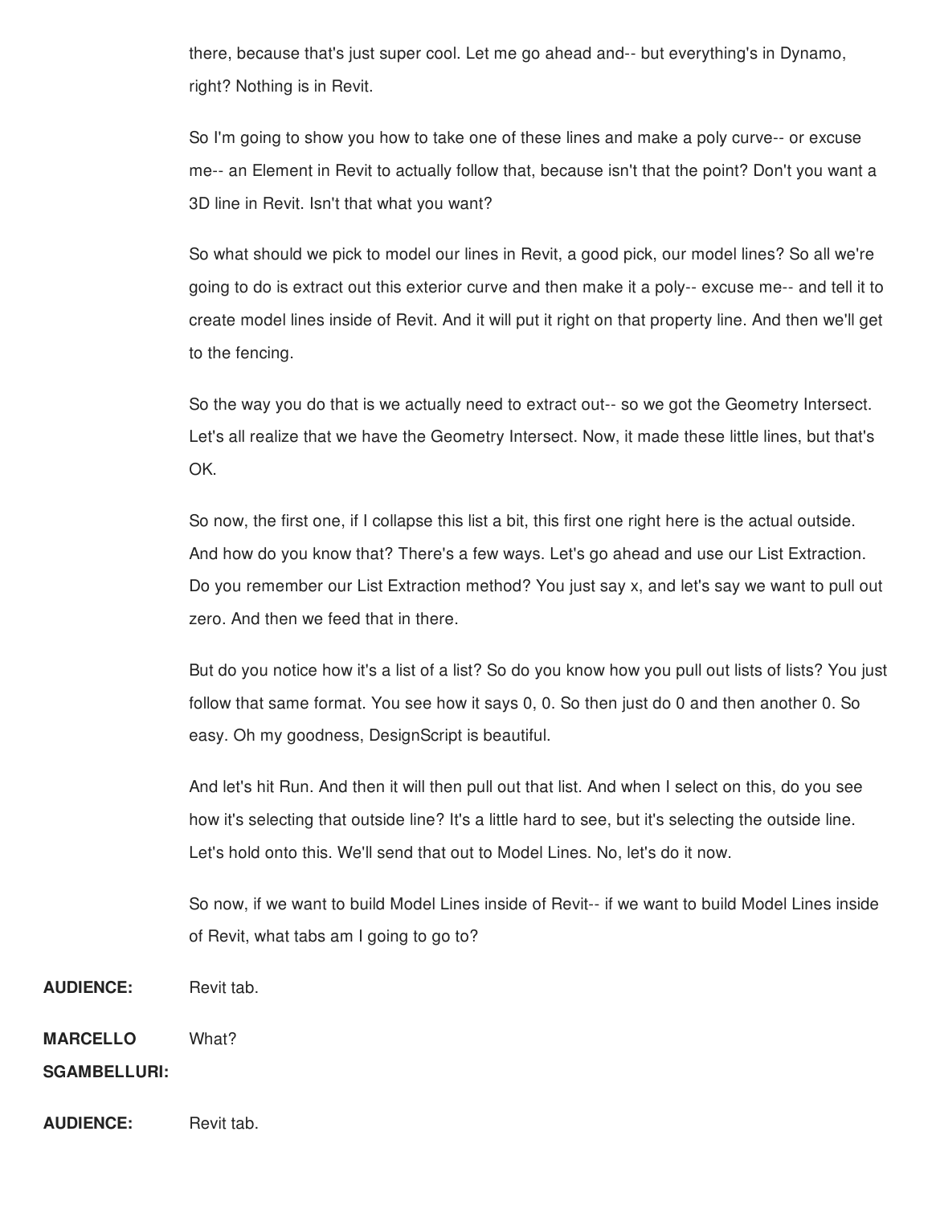there, because that's just super cool. Let me go ahead and-- but everything's in Dynamo, right? Nothing is in Revit.

So I'm going to show you how to take one of these lines and make a poly curve-- or excuse me-- an Element in Revit to actually follow that, because isn't that the point? Don't you want a 3D line in Revit. Isn't that what you want?

So what should we pick to model our lines in Revit, a good pick, our model lines? So all we're going to do is extract out this exterior curve and then make it a poly-- excuse me-- and tell it to create model lines inside of Revit. And it will put it right on that property line. And then we'll get to the fencing.

So the way you do that is we actually need to extract out-- so we got the Geometry Intersect. Let's all realize that we have the Geometry Intersect. Now, it made these little lines, but that's OK.

So now, the first one, if I collapse this list a bit, this first one right here is the actual outside. And how do you know that? There's a few ways. Let's go ahead and use our List Extraction. Do you remember our List Extraction method? You just say x, and let's say we want to pull out zero. And then we feed that in there.

But do you notice how it's a list of a list? So do you know how you pull out lists of lists? You just follow that same format. You see how it says 0, 0. So then just do 0 and then another 0. So easy. Oh my goodness, DesignScript is beautiful.

And let's hit Run. And then it will then pull out that list. And when I select on this, do you see how it's selecting that outside line? It's a little hard to see, but it's selecting the outside line. Let's hold onto this. We'll send that out to Model Lines. No, let's do it now.

So now, if we want to build Model Lines inside of Revit-- if we want to build Model Lines inside of Revit, what tabs am I going to go to?

**AUDIENCE:** Revit tab.

**MARCELLO SGAMBELLURI:** What?

**AUDIENCE:** Revit tab.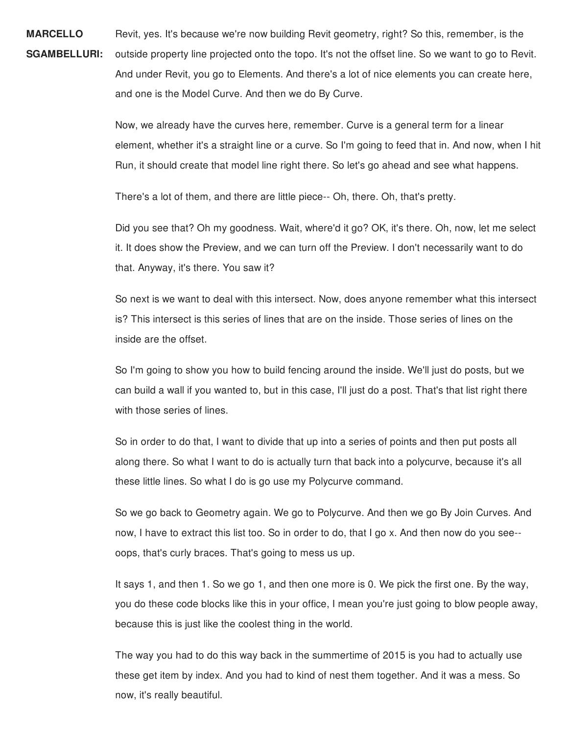**MARCELLO SGAMBELLURI:** Revit, yes. It's because we're now building Revit geometry, right? So this, remember, is the outside property line projected onto the topo. It's not the offset line. So we want to go to Revit. And under Revit, you go to Elements. And there's a lot of nice elements you can create here, and one is the Model Curve. And then we do By Curve.

Now, we already have the curves here, remember. Curve is a general term for a linear element, whether it's a straight line or a curve. So I'm going to feed that in. And now, when I hit Run, it should create that model line right there. So let's go ahead and see what happens.

There's a lot of them, and there are little piece-- Oh, there. Oh, that's pretty.

Did you see that? Oh my goodness. Wait, where'd it go? OK, it's there. Oh, now, let me select it. It does show the Preview, and we can turn off the Preview. I don't necessarily want to do that. Anyway, it's there. You saw it?

So next is we want to deal with this intersect. Now, does anyone remember what this intersect is? This intersect is this series of lines that are on the inside. Those series of lines on the inside are the offset.

So I'm going to show you how to build fencing around the inside. We'll just do posts, but we can build a wall if you wanted to, but in this case, I'll just do a post. That's that list right there with those series of lines.

So in order to do that, I want to divide that up into a series of points and then put posts all along there. So what I want to do is actually turn that back into a polycurve, because it's all these little lines. So what I do is go use my Polycurve command.

So we go back to Geometry again. We go to Polycurve. And then we go By Join Curves. And now, I have to extract this list too. So in order to do, that I go x. And then now do you see-- oops, that's curly braces. That's going to mess us up.

It says 1, and then 1. So we go 1, and then one more is 0. We pick the first one. By the way, you do these code blocks like this in your office, I mean you're just going to blow people away, because this is just like the coolest thing in the world.

The way you had to do this way back in the summertime of 2015 is you had to actually use these get item by index. And you had to kind of nest them together. And it was a mess. So now, it's really beautiful.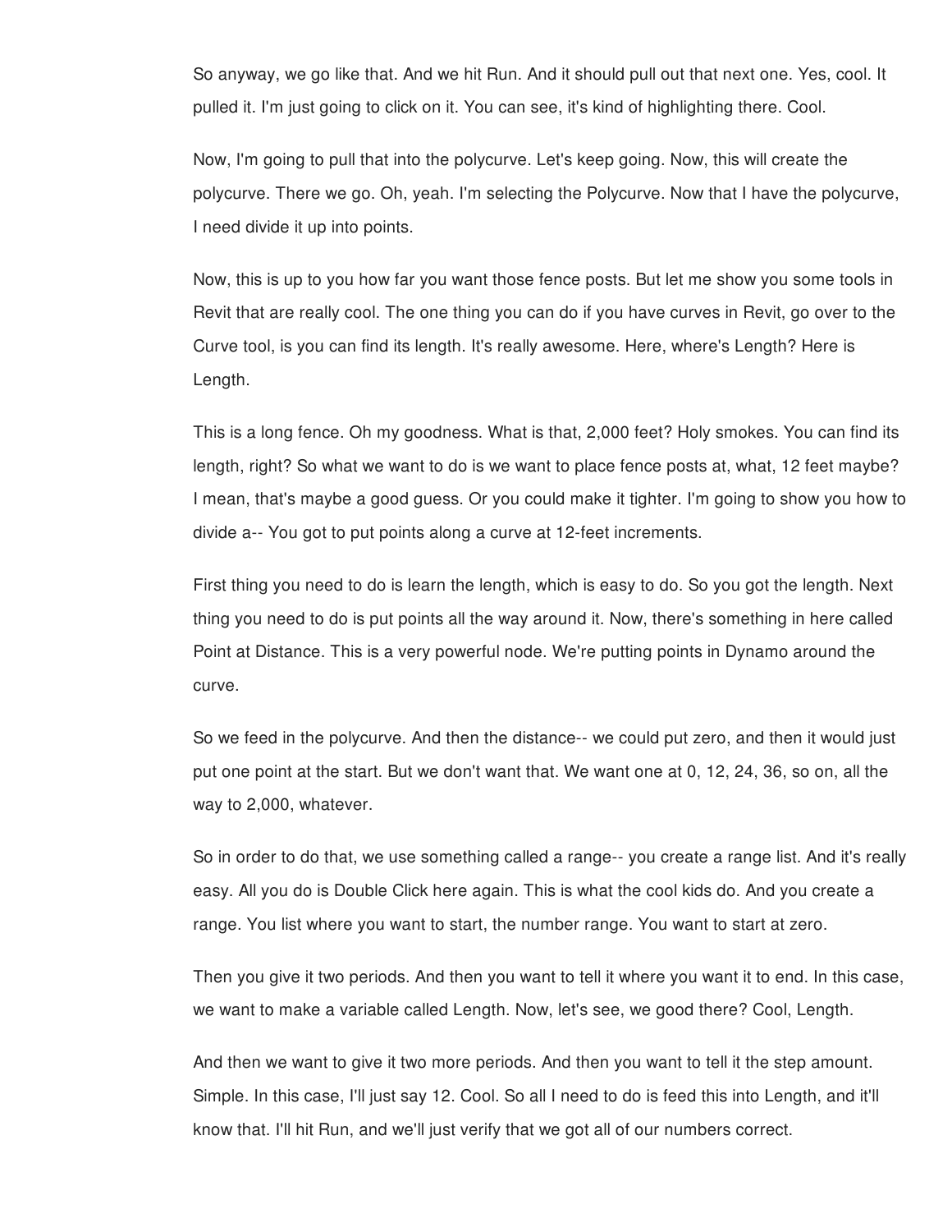So anyway, we go like that. And we hit Run. And it should pull out that next one. Yes, cool. It pulled it. I'm just going to click on it. You can see, it's kind of highlighting there. Cool.

Now, I'm going to pull that into the polycurve. Let's keep going. Now, this will create the polycurve. There we go. Oh, yeah. I'm selecting the Polycurve. Now that I have the polycurve, I need divide it up into points.

Now, this is up to you how far you want those fence posts. But let me show you some tools in Revit that are really cool. The one thing you can do if you have curves in Revit, go over to the Curve tool, is you can find its length. It's really awesome. Here, where's Length? Here is Length.

This is a long fence. Oh my goodness. What is that, 2,000 feet? Holy smokes. You can find its length, right? So what we want to do is we want to place fence posts at, what, 12 feet maybe? I mean, that's maybe a good guess. Or you could make it tighter. I'm going to show you how to divide a-- You got to put points along a curve at 12-feet increments.

First thing you need to do is learn the length, which is easy to do. So you got the length. Next thing you need to do is put points all the way around it. Now, there's something in here called Point at Distance. This is a very powerful node. We're putting points in Dynamo around the curve.

So we feed in the polycurve. And then the distance-- we could put zero, and then it would just put one point at the start. But we don't want that. We want one at 0, 12, 24, 36, so on, all the way to 2,000, whatever.

So in order to do that, we use something called a range-- you create a range list. And it's really easy. All you do is Double Click here again. This is what the cool kids do. And you create a range. You list where you want to start, the number range. You want to start at zero.

Then you give it two periods. And then you want to tell it where you want it to end. In this case, we want to make a variable called Length. Now, let's see, we good there? Cool, Length.

And then we want to give it two more periods. And then you want to tell it the step amount. Simple. In this case, I'll just say 12. Cool. So all I need to do is feed this into Length, and it'll know that. I'll hit Run, and we'll just verify that we got all of our numbers correct.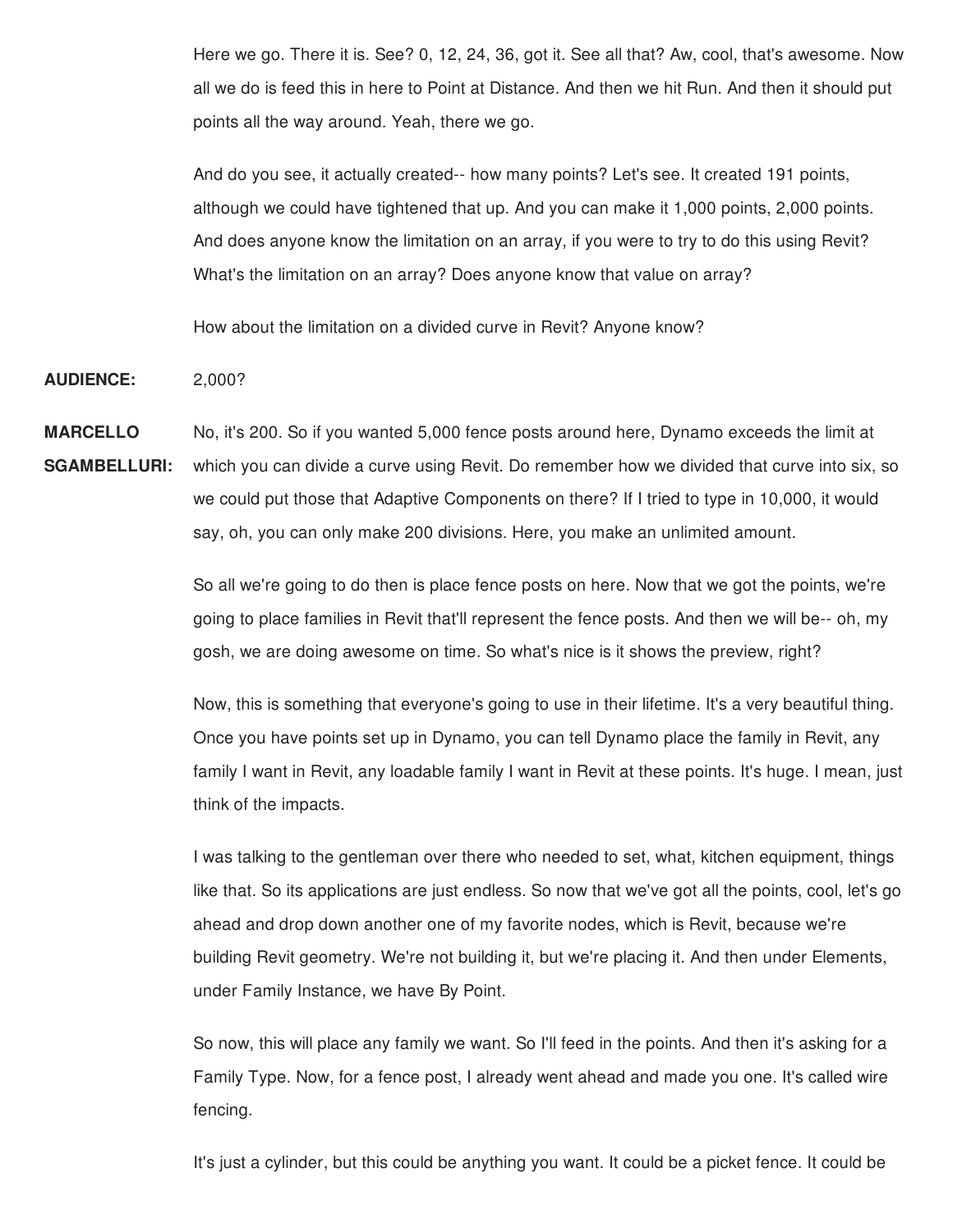Here we go. There it is. See? 0, 12, 24, 36, got it. See all that? Aw, cool, that's awesome. Now all we do is feed this in here to Point at Distance. And then we hit Run. And then it should put points all the way around. Yeah, there we go.

And do you see, it actually created-- how many points? Let's see. It created 191 points, although we could have tightened that up. And you can make it 1,000 points, 2,000 points. And does anyone know the limitation on an array, if you were to try to do this using Revit? What's the limitation on an array? Does anyone know that value on array?

How about the limitation on a divided curve in Revit? Anyone know?

**AUDIENCE:** 2,000?

**MARCELLO SGAMBELLURI:** No, it's 200. So if you wanted 5,000 fence posts around here, Dynamo exceeds the limit at which you can divide a curve using Revit. Do remember how we divided that curve into six, so we could put those that Adaptive Components on there? If I tried to type in 10,000, it would say, oh, you can only make 200 divisions. Here, you make an unlimited amount.

So all we're going to do then is place fence posts on here. Now that we got the points, we're going to place families in Revit that'll represent the fence posts. And then we will be-- oh, my gosh, we are doing awesome on time. So what's nice is it shows the preview, right?

Now, this is something that everyone's going to use in their lifetime. It's a very beautiful thing. Once you have points set up in Dynamo, you can tell Dynamo place the family in Revit, any family I want in Revit, any loadable family I want in Revit at these points. It's huge. I mean, just think of the impacts.

I was talking to the gentleman over there who needed to set, what, kitchen equipment, things like that. So its applications are just endless. So now that we've got all the points, cool, let's go ahead and drop down another one of my favorite nodes, which is Revit, because we're building Revit geometry. We're not building it, but we're placing it. And then under Elements, under Family Instance, we have By Point.

So now, this will place any family we want. So I'll feed in the points. And then it's asking for a Family Type. Now, for a fence post, I already went ahead and made you one. It's called wire fencing.

It's just a cylinder, but this could be anything you want. It could be a picket fence. It could be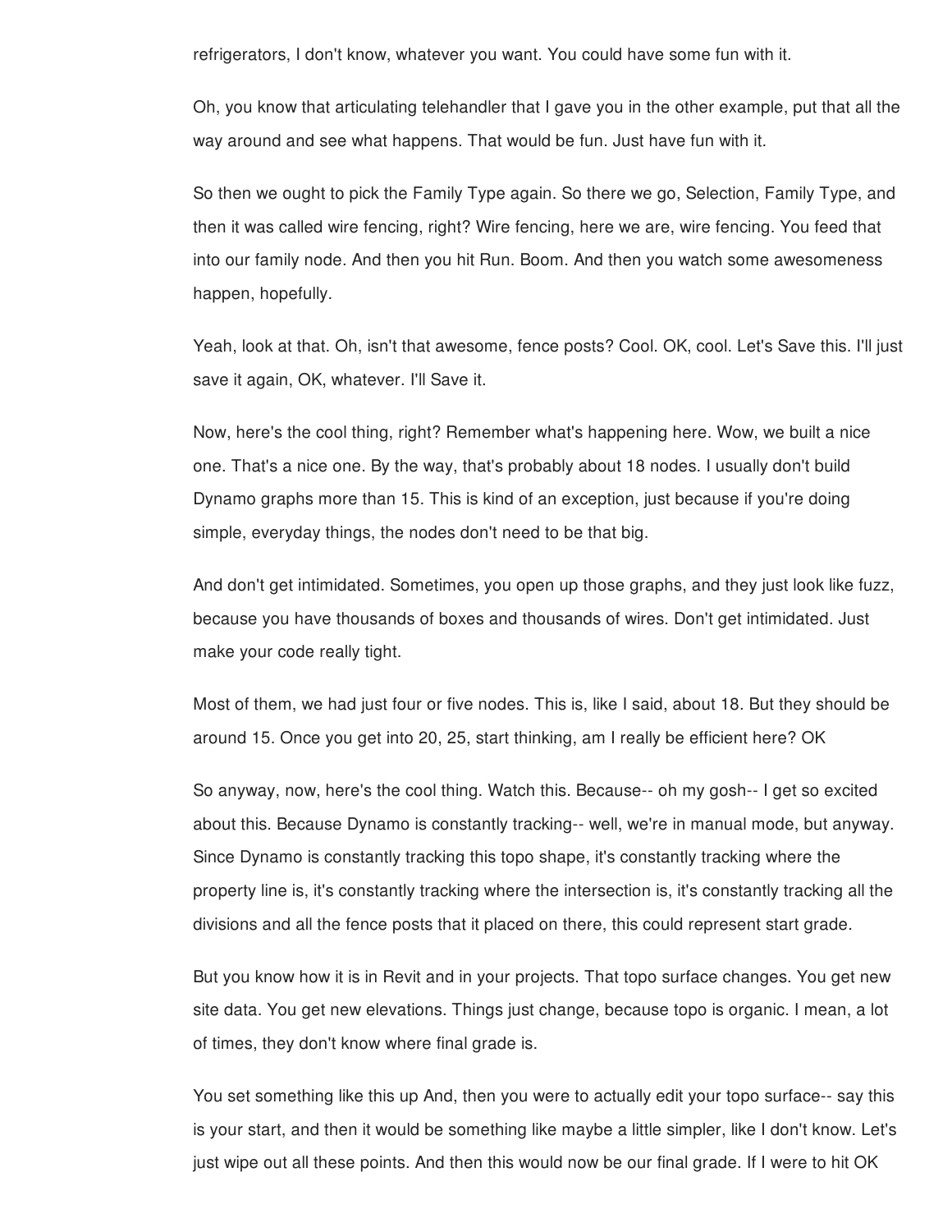refrigerators, I don't know, whatever you want. You could have some fun with it.

Oh, you know that articulating telehandler that I gave you in the other example, put that all the way around and see what happens. That would be fun. Just have fun with it.

So then we ought to pick the Family Type again. So there we go, Selection, Family Type, and then it was called wire fencing, right? Wire fencing, here we are, wire fencing. You feed that into our family node. And then you hit Run. Boom. And then you watch some awesomeness happen, hopefully.

Yeah, look at that. Oh, isn't that awesome, fence posts? Cool. OK, cool. Let's Save this. I'll just save it again, OK, whatever. I'll Save it.

Now, here's the cool thing, right? Remember what's happening here. Wow, we built a nice one. That's a nice one. By the way, that's probably about 18 nodes. I usually don't build Dynamo graphs more than 15. This is kind of an exception, just because if you're doing simple, everyday things, the nodes don't need to be that big.

And don't get intimidated. Sometimes, you open up those graphs, and they just look like fuzz, because you have thousands of boxes and thousands of wires. Don't get intimidated. Just make your code really tight.

Most of them, we had just four or five nodes. This is, like I said, about 18. But they should be around 15. Once you get into 20, 25, start thinking, am I really be efficient here? OK

So anyway, now, here's the cool thing. Watch this. Because-- oh my gosh-- I get so excited about this. Because Dynamo is constantly tracking-- well, we're in manual mode, but anyway. Since Dynamo is constantly tracking this topo shape, it's constantly tracking where the property line is, it's constantly tracking where the intersection is, it's constantly tracking all the divisions and all the fence posts that it placed on there, this could represent start grade.

But you know how it is in Revit and in your projects. That topo surface changes. You get new site data. You get new elevations. Things just change, because topo is organic. I mean, a lot of times, they don't know where final grade is.

You set something like this up And, then you were to actually edit your topo surface-- say this is your start, and then it would be something like maybe a little simpler, like I don't know. Let's just wipe out all these points. And then this would now be our final grade. If I were to hit OK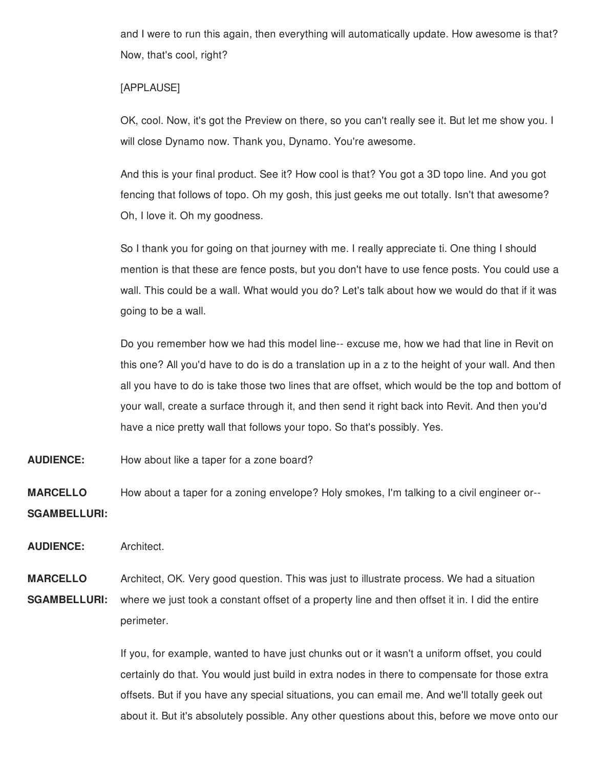and I were to run this again, then everything will automatically update. How awesome is that? Now, that's cool, right?

[APPLAUSE]

OK, cool. Now, it's got the Preview on there, so you can't really see it. But let me show you. I will close Dynamo now. Thank you, Dynamo. You're awesome.

And this is your final product. See it? How cool is that? You got a 3D topo line. And you got fencing that follows of topo. Oh my gosh, this just geeks me out totally. Isn't that awesome? Oh, I love it. Oh my goodness.

So I thank you for going on that journey with me. I really appreciate ti. One thing I should mention is that these are fence posts, but you don't have to use fence posts. You could use a wall. This could be a wall. What would you do? Let's talk about how we would do that if it was going to be a wall.

Do you remember how we had this model line-- excuse me, how we had that line in Revit on this one? All you'd have to do is do a translation up in a z to the height of your wall. And then all you have to do is take those two lines that are offset, which would be the top and bottom of your wall, create a surface through it, and then send it right back into Revit. And then you'd have a nice pretty wall that follows your topo. So that's possibly. Yes.

**AUDIENCE:** How about like a taper for a zone board?

**MARCELLO SGAMBELLURI:** How about a taper for a zoning envelope? Holy smokes, I'm talking to a civil engineer or--

**AUDIENCE:** Architect.

**MARCELLO SGAMBELLURI:** Architect, OK. Very good question. This was just to illustrate process. We had a situation where we just took a constant offset of a property line and then offset it in. I did the entire perimeter.

If you, for example, wanted to have just chunks out or it wasn't a uniform offset, you could certainly do that. You would just build in extra nodes in there to compensate for those extra offsets. But if you have any special situations, you can email me. And we'll totally geek out about it. But it's absolutely possible. Any other questions about this, before we move onto our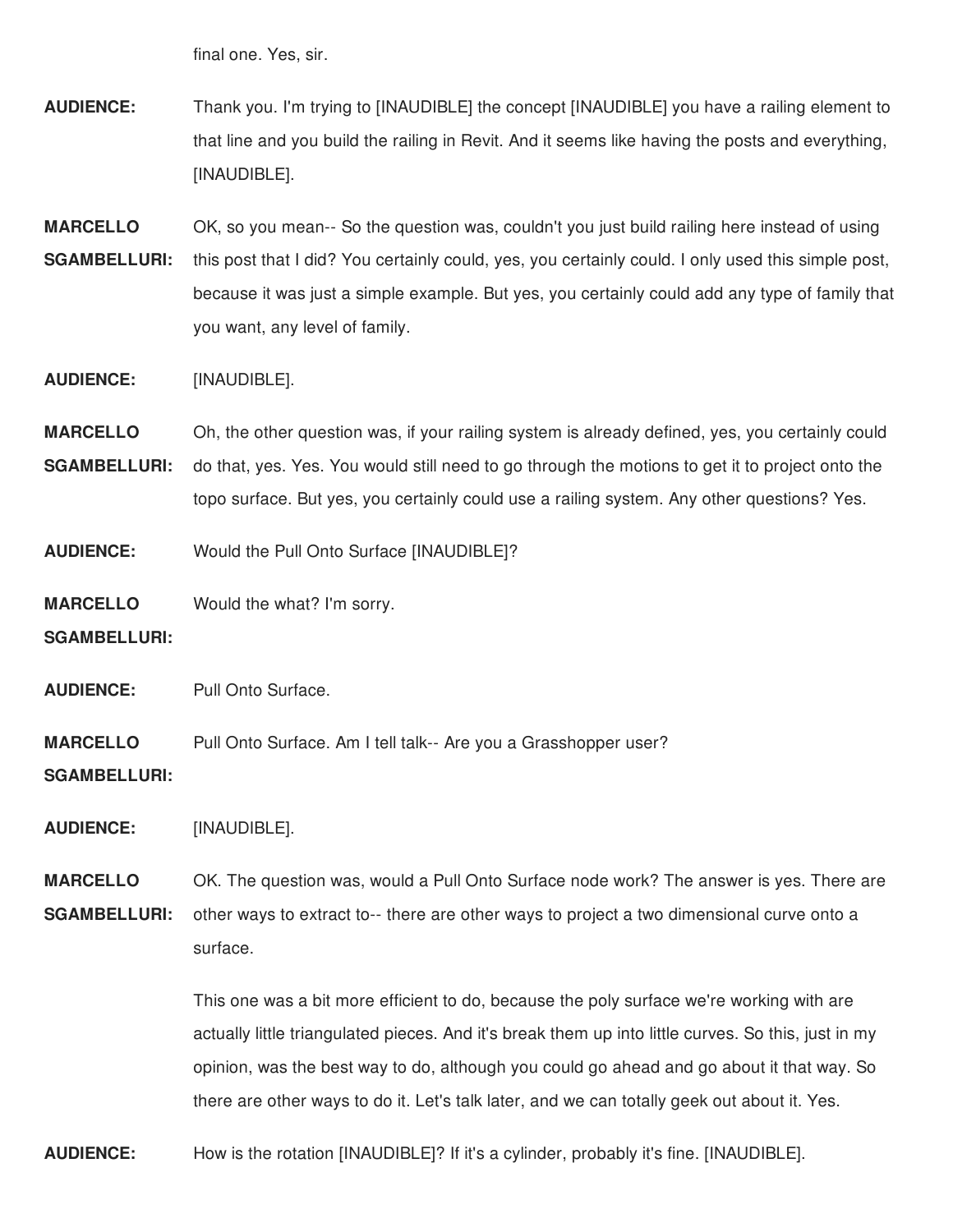final one. Yes, sir.

**AUDIENCE:** Thank you. I'm trying to [INAUDIBLE] the concept [INAUDIBLE] you have a railing element to that line and you build the railing in Revit. And it seems like having the posts and everything, [INAUDIBLE].

**MARCELLO SGAMBELLURI:** OK, so you mean-- So the question was, couldn't you just build railing here instead of using this post that I did? You certainly could, yes, you certainly could. I only used this simple post, because it was just a simple example. But yes, you certainly could add any type of family that you want, any level of family.

**AUDIENCE:** [INAUDIBLE].

**MARCELLO SGAMBELLURI:** Oh, the other question was, if your railing system is already defined, yes, you certainly could do that, yes. Yes. You would still need to go through the motions to get it to project onto the topo surface. But yes, you certainly could use a railing system. Any other questions? Yes.

**AUDIENCE:** Would the Pull Onto Surface [INAUDIBLE]?

**MARCELLO SGAMBELLURI:** Would the what? I'm sorry.

**AUDIENCE:** Pull Onto Surface.

**MARCELLO SGAMBELLURI:** Pull Onto Surface. Am I tell talk-- Are you a Grasshopper user?

**AUDIENCE:** [INAUDIBLE].

**MARCELLO SGAMBELLURI:** OK. The question was, would a Pull Onto Surface node work? The answer is yes. There are other ways to extract to-- there are other ways to project a two dimensional curve onto a surface.

This one was a bit more efficient to do, because the poly surface we're working with are actually little triangulated pieces. And it's break them up into little curves. So this, just in my opinion, was the best way to do, although you could go ahead and go about it that way. So there are other ways to do it. Let's talk later, and we can totally geek out about it. Yes.

**AUDIENCE:** How is the rotation [INAUDIBLE]? If it's a cylinder, probably it's fine. [INAUDIBLE].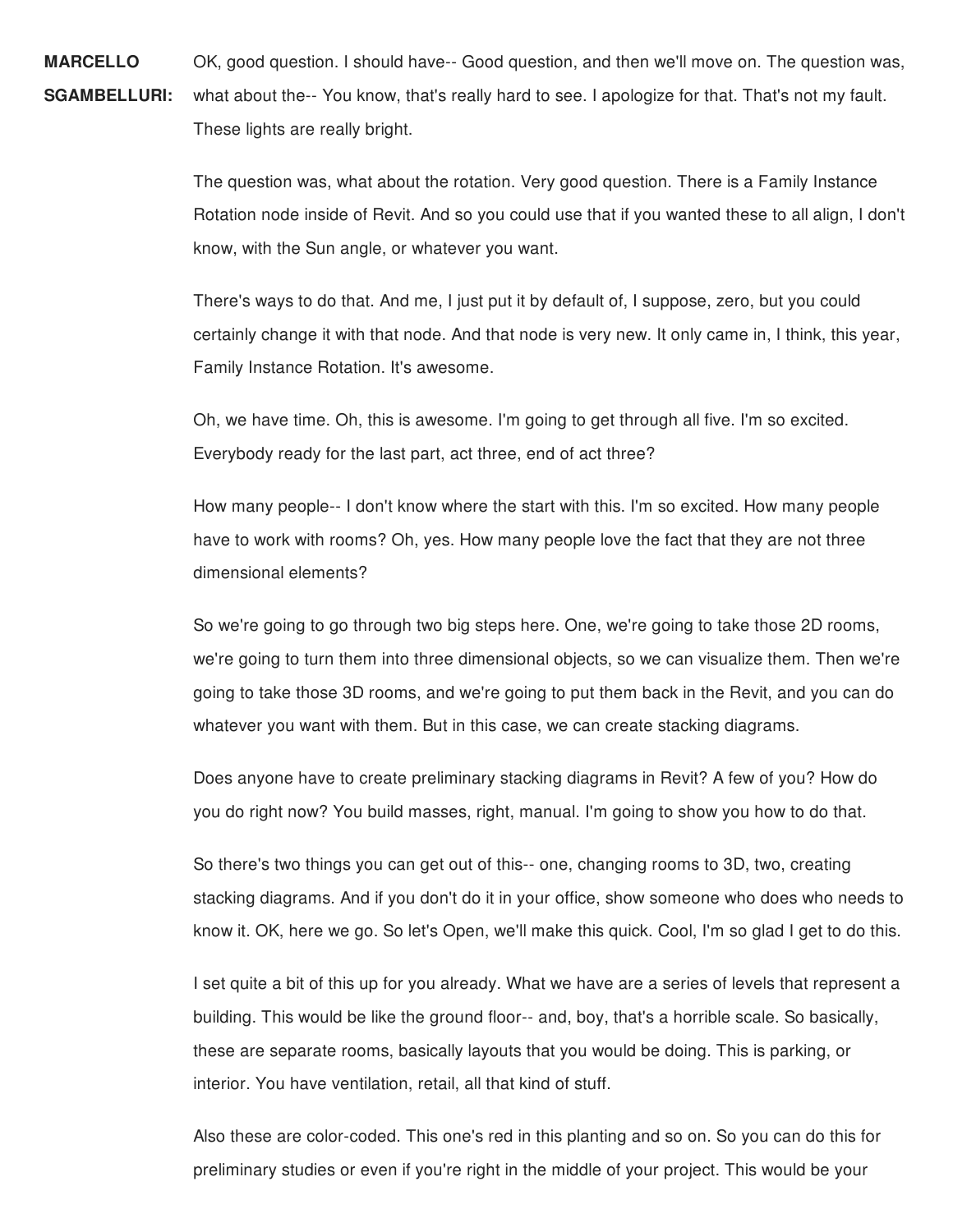**MARCELLO SGAMBELLURI:** OK, good question. I should have-- Good question, and then we'll move on. The question was, what about the-- You know, that's really hard to see. I apologize for that. That's not my fault. These lights are really bright.

The question was, what about the rotation. Very good question. There is a Family Instance Rotation node inside of Revit. And so you could use that if you wanted these to all align, I don't know, with the Sun angle, or whatever you want.

There's ways to do that. And me, I just put it by default of, I suppose, zero, but you could certainly change it with that node. And that node is very new. It only came in, I think, this year, Family Instance Rotation. It's awesome.

Oh, we have time. Oh, this is awesome. I'm going to get through all five. I'm so excited. Everybody ready for the last part, act three, end of act three?

How many people-- I don't know where the start with this. I'm so excited. How many people have to work with rooms? Oh, yes. How many people love the fact that they are not three dimensional elements?

So we're going to go through two big steps here. One, we're going to take those 2D rooms, we're going to turn them into three dimensional objects, so we can visualize them. Then we're going to take those 3D rooms, and we're going to put them back in the Revit, and you can do whatever you want with them. But in this case, we can create stacking diagrams.

Does anyone have to create preliminary stacking diagrams in Revit? A few of you? How do you do right now? You build masses, right, manual. I'm going to show you how to do that.

So there's two things you can get out of this-- one, changing rooms to 3D, two, creating stacking diagrams. And if you don't do it in your office, show someone who does who needs to know it. OK, here we go. So let's Open, we'll make this quick. Cool, I'm so glad I get to do this.

I set quite a bit of this up for you already. What we have are a series of levels that represent a building. This would be like the ground floor-- and, boy, that's a horrible scale. So basically, these are separate rooms, basically layouts that you would be doing. This is parking, or interior. You have ventilation, retail, all that kind of stuff.

Also these are color-coded. This one's red in this planting and so on. So you can do this for preliminary studies or even if you're right in the middle of your project. This would be your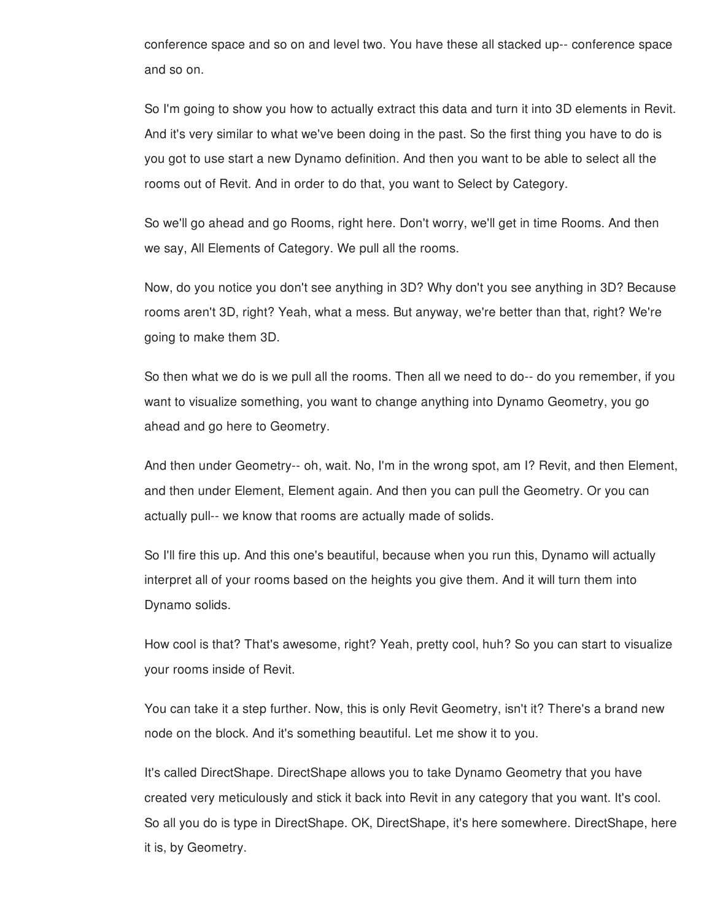conference space and so on and level two. You have these all stacked up-- conference space and so on.

So I'm going to show you how to actually extract this data and turn it into 3D elements in Revit. And it's very similar to what we've been doing in the past. So the first thing you have to do is you got to use start a new Dynamo definition. And then you want to be able to select all the rooms out of Revit. And in order to do that, you want to Select by Category.

So we'll go ahead and go Rooms, right here. Don't worry, we'll get in time Rooms. And then we say, All Elements of Category. We pull all the rooms.

Now, do you notice you don't see anything in 3D? Why don't you see anything in 3D? Because rooms aren't 3D, right? Yeah, what a mess. But anyway, we're better than that, right? We're going to make them 3D.

So then what we do is we pull all the rooms. Then all we need to do-- do you remember, if you want to visualize something, you want to change anything into Dynamo Geometry, you go ahead and go here to Geometry.

And then under Geometry-- oh, wait. No, I'm in the wrong spot, am I? Revit, and then Element, and then under Element, Element again. And then you can pull the Geometry. Or you can actually pull-- we know that rooms are actually made of solids.

So I'll fire this up. And this one's beautiful, because when you run this, Dynamo will actually interpret all of your rooms based on the heights you give them. And it will turn them into Dynamo solids.

How cool is that? That's awesome, right? Yeah, pretty cool, huh? So you can start to visualize your rooms inside of Revit.

You can take it a step further. Now, this is only Revit Geometry, isn't it? There's a brand new node on the block. And it's something beautiful. Let me show it to you.

It's called DirectShape. DirectShape allows you to take Dynamo Geometry that you have created very meticulously and stick it back into Revit in any category that you want. It's cool. So all you do is type in DirectShape. OK, DirectShape, it's here somewhere. DirectShape, here it is, by Geometry.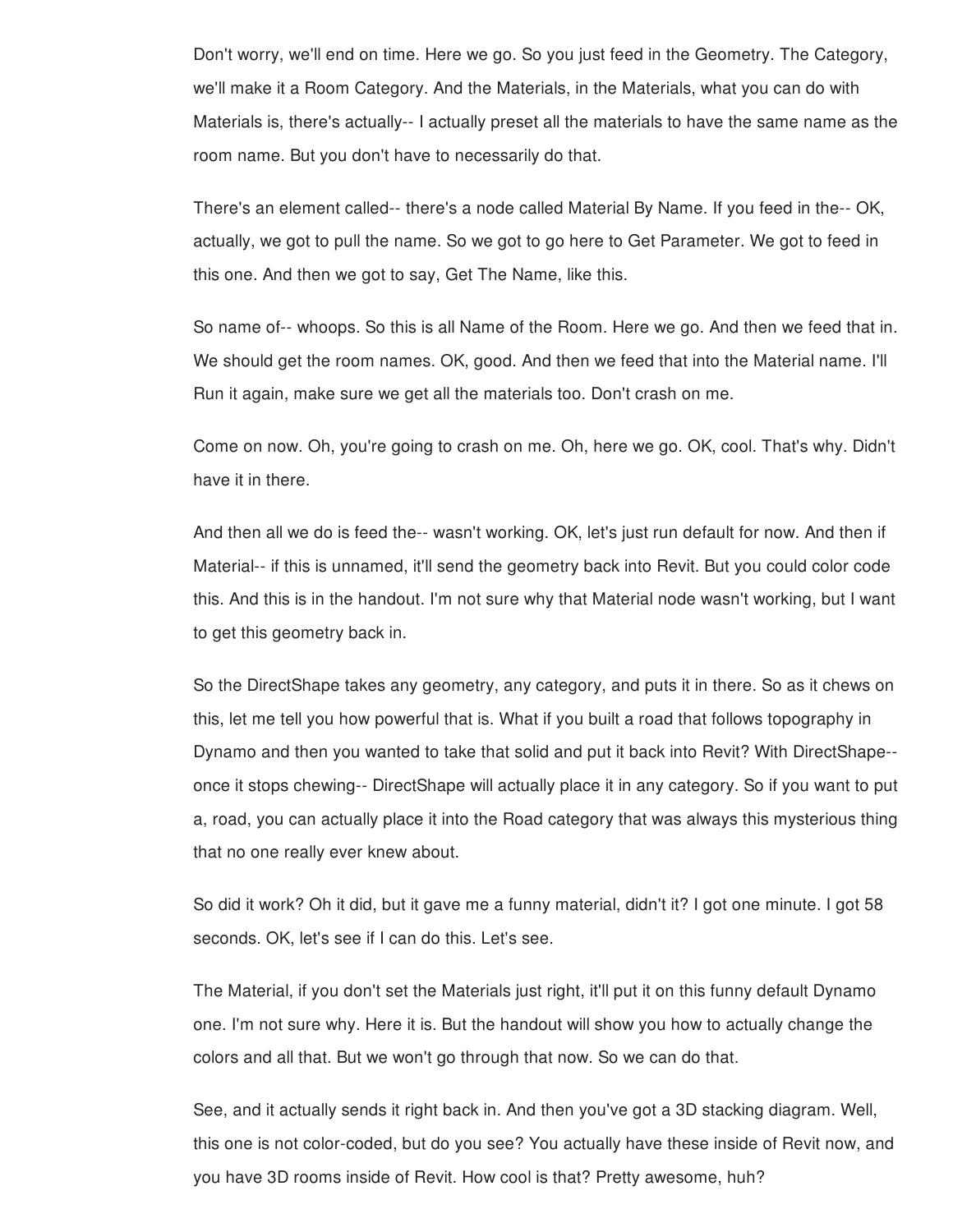Don't worry, we'll end on time. Here we go. So you just feed in the Geometry. The Category, we'll make it a Room Category. And the Materials, in the Materials, what you can do with Materials is, there's actually-- I actually preset all the materials to have the same name as the room name. But you don't have to necessarily do that.

There's an element called-- there's a node called Material By Name. If you feed in the-- OK, actually, we got to pull the name. So we got to go here to Get Parameter. We got to feed in this one. And then we got to say, Get The Name, like this.

So name of-- whoops. So this is all Name of the Room. Here we go. And then we feed that in. We should get the room names. OK, good. And then we feed that into the Material name. I'll Run it again, make sure we get all the materials too. Don't crash on me.

Come on now. Oh, you're going to crash on me. Oh, here we go. OK, cool. That's why. Didn't have it in there.

And then all we do is feed the-- wasn't working. OK, let's just run default for now. And then if Material-- if this is unnamed, it'll send the geometry back into Revit. But you could color code this. And this is in the handout. I'm not sure why that Material node wasn't working, but I want to get this geometry back in.

So the DirectShape takes any geometry, any category, and puts it in there. So as it chews on this, let me tell you how powerful that is. What if you built a road that follows topography in Dynamo and then you wanted to take that solid and put it back into Revit? With DirectShape-- once it stops chewing-- DirectShape will actually place it in any category. So if you want to put a, road, you can actually place it into the Road category that was always this mysterious thing that no one really ever knew about.

So did it work? Oh it did, but it gave me a funny material, didn't it? I got one minute. I got 58 seconds. OK, let's see if I can do this. Let's see.

The Material, if you don't set the Materials just right, it'll put it on this funny default Dynamo one. I'm not sure why. Here it is. But the handout will show you how to actually change the colors and all that. But we won't go through that now. So we can do that.

See, and it actually sends it right back in. And then you've got a 3D stacking diagram. Well, this one is not color-coded, but do you see? You actually have these inside of Revit now, and you have 3D rooms inside of Revit. How cool is that? Pretty awesome, huh?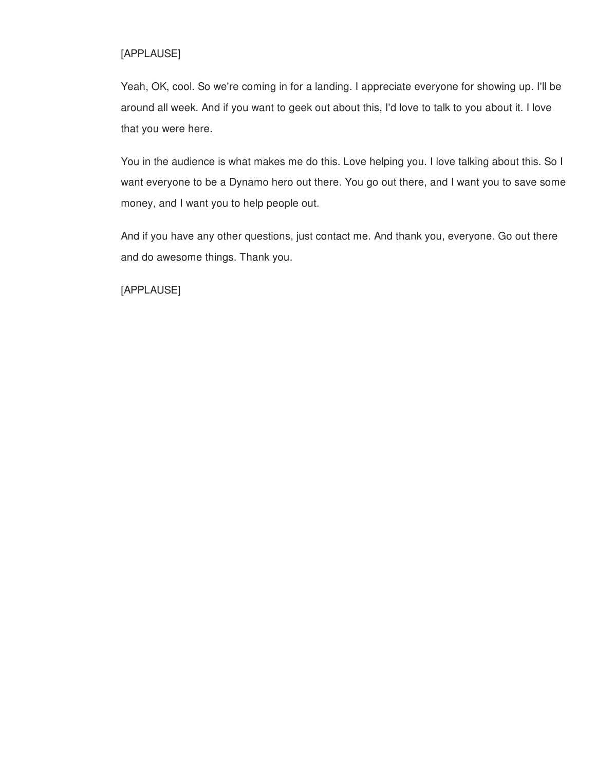[APPLAUSE]

Yeah, OK, cool. So we're coming in for a landing. I appreciate everyone for showing up. I'll be around all week. And if you want to geek out about this, I'd love to talk to you about it. I love that you were here.

You in the audience is what makes me do this. Love helping you. I love talking about this. So I want everyone to be a Dynamo hero out there. You go out there, and I want you to save some money, and I want you to help people out.

And if you have any other questions, just contact me. And thank you, everyone. Go out there and do awesome things. Thank you.

[APPLAUSE]